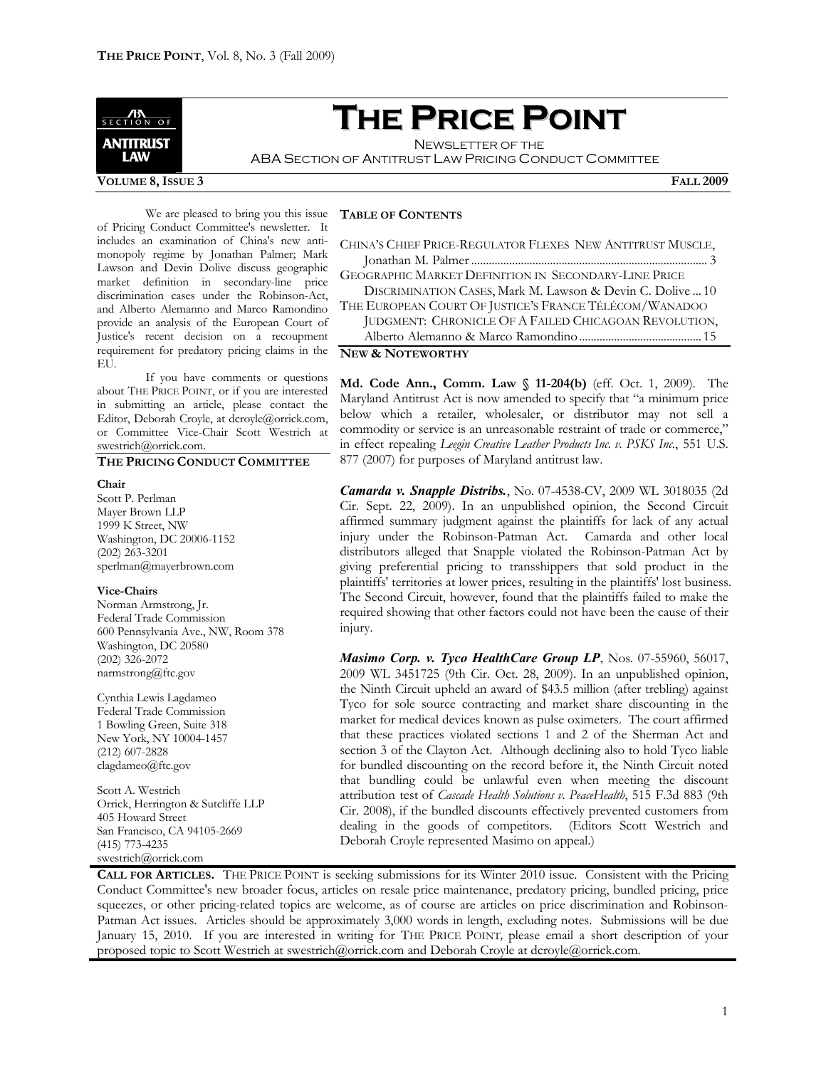# THE PRICE POINT

NEWSLETTER OF THE
ABA SECTION OF ANTITRUST LAW PRICING CONDUCT COMMITTEE

**VOLUME 8, ISSUE 3** **FALL 2009**

We are pleased to bring you this issue of Pricing Conduct Committee's newsletter. It includes an examination of China's new anti-monopoly regime by Jonathan Palmer; Mark Lawson and Devin Dolive discuss geographic market definition in secondary-line price discrimination cases under the Robinson-Act, and Alberto Alemanno and Marco Ramondino provide an analysis of the European Court of Justice's recent decision on a recoupment requirement for predatory pricing claims in the EU.

If you have comments or questions about THE PRICE POINT, or if you are interested in submitting an article, please contact the Editor, Deborah Croyle, at dcroyle@orrick.com, or Committee Vice-Chair Scott Westrich at swestrich@orrick.com.

## THE PRICING CONDUCT COMMITTEE

**Chair**
Scott P. Perlman
Mayer Brown LLP
1999 K Street, NW
Washington, DC 20006-1152
(202) 263-3201
sperlman@mayerbrown.com

**Vice-Chairs**
Norman Armstrong, Jr.
Federal Trade Commission
600 Pennsylvania Ave., NW, Room 378
Washington, DC 20580
(202) 326-2072
narmstrong@ftc.gov

Cynthia Lewis Lagdameo
Federal Trade Commission
1 Bowling Green, Suite 318
New York, NY 10004-1457
(212) 607-2828
clagdameo@ftc.gov

Scott A. Westrich
Orrick, Herrington & Sutcliffe LLP
405 Howard Street
San Francisco, CA 94105-2669
(415) 773-4235
swestrich@orrick.com

## TABLE OF CONTENTS

CHINA'S CHIEF PRICE-REGULATOR FLEXES NEW ANTITRUST MUSCLE, Jonathan M. Palmer ........ 3
GEOGRAPHIC MARKET DEFINITION IN SECONDARY-LINE PRICE DISCRIMINATION CASES, Mark M. Lawson & Devin C. Dolive ... 10
THE EUROPEAN COURT OF JUSTICE'S FRANCE TÉLÉCOM/WANADOO JUDGMENT: CHRONICLE OF A FAILED CHICAGOAN REVOLUTION, Alberto Alemanno & Marco Ramondino ........ 15

## NEW & NOTEWORTHY

**Md. Code Ann., Comm. Law § 11-204(b)** (eff. Oct. 1, 2009). The Maryland Antitrust Act is now amended to specify that "a minimum price below which a retailer, wholesaler, or distributor may not sell a commodity or service is an unreasonable restraint of trade or commerce," in effect repealing *Leegin Creative Leather Products Inc. v. PSKS Inc.*, 551 U.S. 877 (2007) for purposes of Maryland antitrust law.

***Camarda v. Snapple Distribs.***, No. 07-4538-CV, 2009 WL 3018035 (2d Cir. Sept. 22, 2009). In an unpublished opinion, the Second Circuit affirmed summary judgment against the plaintiffs for lack of any actual injury under the Robinson-Patman Act. Camarda and other local distributors alleged that Snapple violated the Robinson-Patman Act by giving preferential pricing to transshippers that sold product in the plaintiffs' territories at lower prices, resulting in the plaintiffs' lost business. The Second Circuit, however, found that the plaintiffs failed to make the required showing that other factors could not have been the cause of their injury.

***Masimo Corp. v. Tyco HealthCare Group LP***, Nos. 07-55960, 56017, 2009 WL 3451725 (9th Cir. Oct. 28, 2009). In an unpublished opinion, the Ninth Circuit upheld an award of $43.5 million (after trebling) against Tyco for sole source contracting and market share discounting in the market for medical devices known as pulse oximeters. The court affirmed that these practices violated sections 1 and 2 of the Sherman Act and section 3 of the Clayton Act. Although declining also to hold Tyco liable for bundled discounting on the record before it, the Ninth Circuit noted that bundling could be unlawful even when meeting the discount attribution test of *Cascade Health Solutions v. PeaceHealth*, 515 F.3d 883 (9th Cir. 2008), if the bundled discounts effectively prevented customers from dealing in the goods of competitors. (Editors Scott Westrich and Deborah Croyle represented Masimo on appeal.)

**CALL FOR ARTICLES.** THE PRICE POINT is seeking submissions for its Winter 2010 issue. Consistent with the Pricing Conduct Committee's new broader focus, articles on resale price maintenance, predatory pricing, bundled pricing, price squeezes, or other pricing-related topics are welcome, as of course are articles on price discrimination and Robinson-Patman Act issues. Articles should be approximately 3,000 words in length, excluding notes. Submissions will be due January 15, 2010. If you are interested in writing for THE PRICE POINT, please email a short description of your proposed topic to Scott Westrich at swestrich@orrick.com and Deborah Croyle at dcroyle@orrick.com.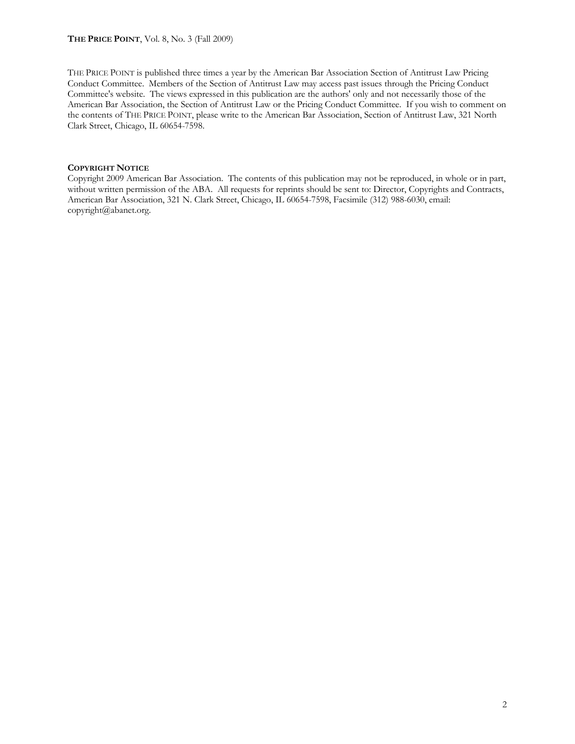THE PRICE POINT is published three times a year by the American Bar Association Section of Antitrust Law Pricing Conduct Committee. Members of the Section of Antitrust Law may access past issues through the Pricing Conduct Committee's website. The views expressed in this publication are the authors' only and not necessarily those of the American Bar Association, the Section of Antitrust Law or the Pricing Conduct Committee. If you wish to comment on the contents of THE PRICE POINT, please write to the American Bar Association, Section of Antitrust Law, 321 North Clark Street, Chicago, IL 60654-7598.

**COPYRIGHT NOTICE**

Copyright 2009 American Bar Association. The contents of this publication may not be reproduced, in whole or in part, without written permission of the ABA. All requests for reprints should be sent to: Director, Copyrights and Contracts, American Bar Association, 321 N. Clark Street, Chicago, IL 60654-7598, Facsimile (312) 988-6030, email: copyright@abanet.org.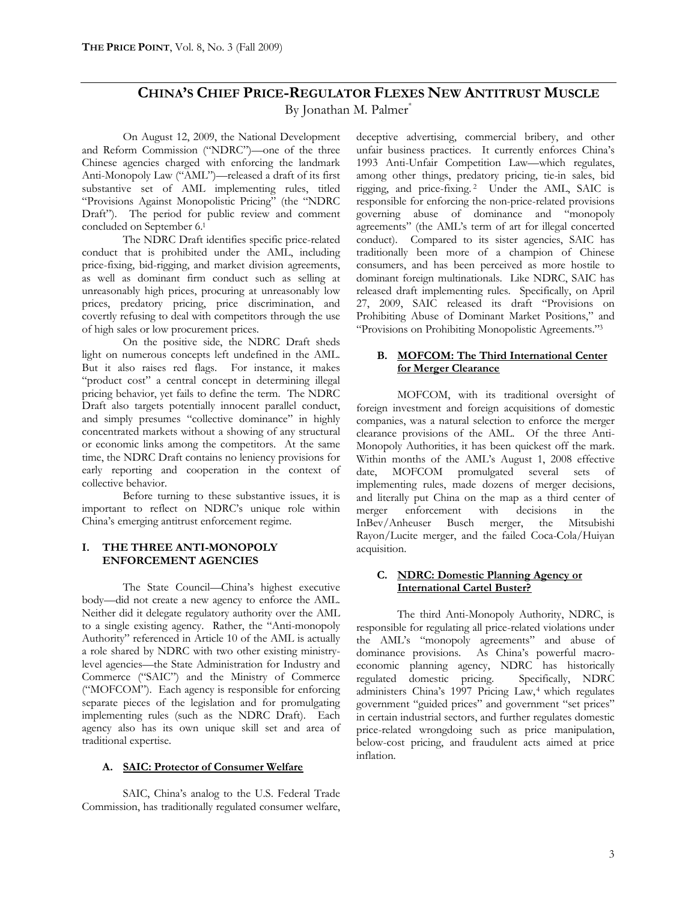# CHINA'S CHIEF PRICE-REGULATOR FLEXES NEW ANTITRUST MUSCLE

By Jonathan M. Palmer*

On August 12, 2009, the National Development and Reform Commission ("NDRC")—one of the three Chinese agencies charged with enforcing the landmark Anti-Monopoly Law ("AML")—released a draft of its first substantive set of AML implementing rules, titled "Provisions Against Monopolistic Pricing" (the "NDRC Draft"). The period for public review and comment concluded on September 6.[1]

The NDRC Draft identifies specific price-related conduct that is prohibited under the AML, including price-fixing, bid-rigging, and market division agreements, as well as dominant firm conduct such as selling at unreasonably high prices, procuring at unreasonably low prices, predatory pricing, price discrimination, and covertly refusing to deal with competitors through the use of high sales or low procurement prices.

On the positive side, the NDRC Draft sheds light on numerous concepts left undefined in the AML. But it also raises red flags. For instance, it makes "product cost" a central concept in determining illegal pricing behavior, yet fails to define the term. The NDRC Draft also targets potentially innocent parallel conduct, and simply presumes "collective dominance" in highly concentrated markets without a showing of any structural or economic links among the competitors. At the same time, the NDRC Draft contains no leniency provisions for early reporting and cooperation in the context of collective behavior.

Before turning to these substantive issues, it is important to reflect on NDRC's unique role within China's emerging antitrust enforcement regime.

## I. THE THREE ANTI-MONOPOLY ENFORCEMENT AGENCIES

The State Council—China's highest executive body—did not create a new agency to enforce the AML. Neither did it delegate regulatory authority over the AML to a single existing agency. Rather, the "Anti-monopoly Authority" referenced in Article 10 of the AML is actually a role shared by NDRC with two other existing ministry-level agencies—the State Administration for Industry and Commerce ("SAIC") and the Ministry of Commerce ("MOFCOM"). Each agency is responsible for enforcing separate pieces of the legislation and for promulgating implementing rules (such as the NDRC Draft). Each agency also has its own unique skill set and area of traditional expertise.

### A. SAIC: Protector of Consumer Welfare

SAIC, China's analog to the U.S. Federal Trade Commission, has traditionally regulated consumer welfare, deceptive advertising, commercial bribery, and other unfair business practices. It currently enforces China's 1993 Anti-Unfair Competition Law—which regulates, among other things, predatory pricing, tie-in sales, bid rigging, and price-fixing.[2] Under the AML, SAIC is responsible for enforcing the non-price-related provisions governing abuse of dominance and "monopoly agreements" (the AML's term of art for illegal concerted conduct). Compared to its sister agencies, SAIC has traditionally been more of a champion of Chinese consumers, and has been perceived as more hostile to dominant foreign multinationals. Like NDRC, SAIC has released draft implementing rules. Specifically, on April 27, 2009, SAIC released its draft "Provisions on Prohibiting Abuse of Dominant Market Positions," and "Provisions on Prohibiting Monopolistic Agreements."[3]

### B. MOFCOM: The Third International Center for Merger Clearance

MOFCOM, with its traditional oversight of foreign investment and foreign acquisitions of domestic companies, was a natural selection to enforce the merger clearance provisions of the AML. Of the three Anti-Monopoly Authorities, it has been quickest off the mark. Within months of the AML's August 1, 2008 effective date, MOFCOM promulgated several sets of implementing rules, made dozens of merger decisions, and literally put China on the map as a third center of merger enforcement with decisions in the InBev/Anheuser Busch merger, the Mitsubishi Rayon/Lucite merger, and the failed Coca-Cola/Huiyan acquisition.

### C. NDRC: Domestic Planning Agency or International Cartel Buster?

The third Anti-Monopoly Authority, NDRC, is responsible for regulating all price-related violations under the AML's "monopoly agreements" and abuse of dominance provisions. As China's powerful macro-economic planning agency, NDRC has historically regulated domestic pricing. Specifically, NDRC administers China's 1997 Pricing Law,[4] which regulates government "guided prices" and government "set prices" in certain industrial sectors, and further regulates domestic price-related wrongdoing such as price manipulation, below-cost pricing, and fraudulent acts aimed at price inflation.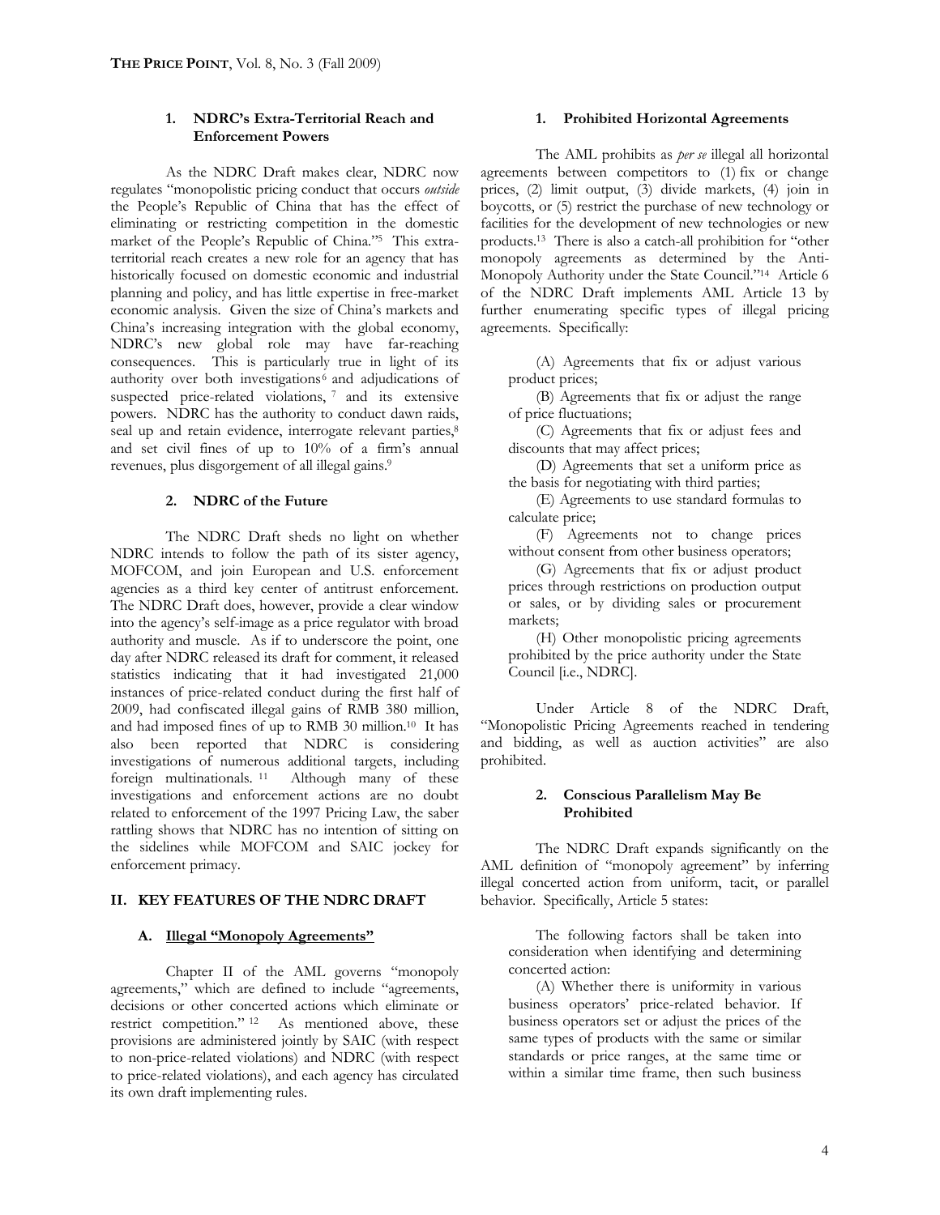### 1. NDRC's Extra-Territorial Reach and Enforcement Powers

As the NDRC Draft makes clear, NDRC now regulates "monopolistic pricing conduct that occurs *outside* the People's Republic of China that has the effect of eliminating or restricting competition in the domestic market of the People's Republic of China."[5] This extra-territorial reach creates a new role for an agency that has historically focused on domestic economic and industrial planning and policy, and has little expertise in free-market economic analysis. Given the size of China's markets and China's increasing integration with the global economy, NDRC's new global role may have far-reaching consequences. This is particularly true in light of its authority over both investigations[6] and adjudications of suspected price-related violations,[7] and its extensive powers. NDRC has the authority to conduct dawn raids, seal up and retain evidence, interrogate relevant parties,[8] and set civil fines of up to 10% of a firm's annual revenues, plus disgorgement of all illegal gains.[9]

### 2. NDRC of the Future

The NDRC Draft sheds no light on whether NDRC intends to follow the path of its sister agency, MOFCOM, and join European and U.S. enforcement agencies as a third key center of antitrust enforcement. The NDRC Draft does, however, provide a clear window into the agency's self-image as a price regulator with broad authority and muscle. As if to underscore the point, one day after NDRC released its draft for comment, it released statistics indicating that it had investigated 21,000 instances of price-related conduct during the first half of 2009, had confiscated illegal gains of RMB 380 million, and had imposed fines of up to RMB 30 million.[10] It has also been reported that NDRC is considering investigations of numerous additional targets, including foreign multinationals.[11] Although many of these investigations and enforcement actions are no doubt related to enforcement of the 1997 Pricing Law, the saber rattling shows that NDRC has no intention of sitting on the sidelines while MOFCOM and SAIC jockey for enforcement primacy.

## II. KEY FEATURES OF THE NDRC DRAFT

### A. Illegal "Monopoly Agreements"

Chapter II of the AML governs "monopoly agreements," which are defined to include "agreements, decisions or other concerted actions which eliminate or restrict competition."[12] As mentioned above, these provisions are administered jointly by SAIC (with respect to non-price-related violations) and NDRC (with respect to price-related violations), and each agency has circulated its own draft implementing rules.

#### 1. Prohibited Horizontal Agreements

The AML prohibits as *per se* illegal all horizontal agreements between competitors to (1) fix or change prices, (2) limit output, (3) divide markets, (4) join in boycotts, or (5) restrict the purchase of new technology or facilities for the development of new technologies or new products.[13] There is also a catch-all prohibition for "other monopoly agreements as determined by the Anti-Monopoly Authority under the State Council."[14] Article 6 of the NDRC Draft implements AML Article 13 by further enumerating specific types of illegal pricing agreements. Specifically:

> (A) Agreements that fix or adjust various product prices;
>
> (B) Agreements that fix or adjust the range of price fluctuations;
>
> (C) Agreements that fix or adjust fees and discounts that may affect prices;
>
> (D) Agreements that set a uniform price as the basis for negotiating with third parties;
>
> (E) Agreements to use standard formulas to calculate price;
>
> (F) Agreements not to change prices without consent from other business operators;
>
> (G) Agreements that fix or adjust product prices through restrictions on production output or sales, or by dividing sales or procurement markets;
>
> (H) Other monopolistic pricing agreements prohibited by the price authority under the State Council [i.e., NDRC].

Under Article 8 of the NDRC Draft, "Monopolistic Pricing Agreements reached in tendering and bidding, as well as auction activities" are also prohibited.

#### 2. Conscious Parallelism May Be Prohibited

The NDRC Draft expands significantly on the AML definition of "monopoly agreement" by inferring illegal concerted action from uniform, tacit, or parallel behavior. Specifically, Article 5 states:

> The following factors shall be taken into consideration when identifying and determining concerted action:
>
> (A) Whether there is uniformity in various business operators' price-related behavior. If business operators set or adjust the prices of the same types of products with the same or similar standards or price ranges, at the same time or within a similar time frame, then such business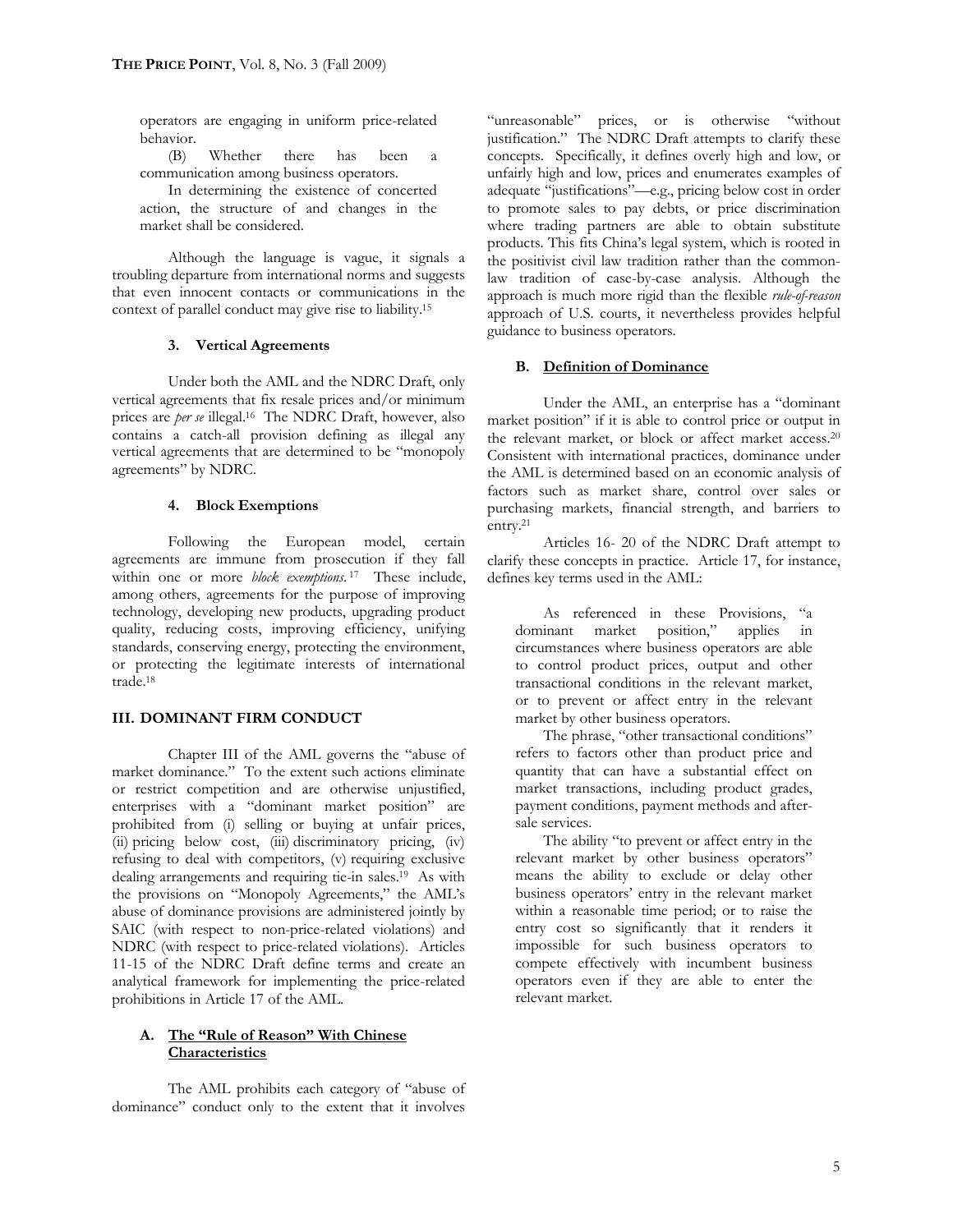operators are engaging in uniform price-related behavior.

(B) Whether there has been a communication among business operators.

In determining the existence of concerted action, the structure of and changes in the market shall be considered.

Although the language is vague, it signals a troubling departure from international norms and suggests that even innocent contacts or communications in the context of parallel conduct may give rise to liability.[15]

#### 3. Vertical Agreements

Under both the AML and the NDRC Draft, only vertical agreements that fix resale prices and/or minimum prices are *per se* illegal.[16] The NDRC Draft, however, also contains a catch-all provision defining as illegal any vertical agreements that are determined to be "monopoly agreements" by NDRC.

#### 4. Block Exemptions

Following the European model, certain agreements are immune from prosecution if they fall within one or more *block exemptions*.[17] These include, among others, agreements for the purpose of improving technology, developing new products, upgrading product quality, reducing costs, improving efficiency, unifying standards, conserving energy, protecting the environment, or protecting the legitimate interests of international trade.[18]

## III. DOMINANT FIRM CONDUCT

Chapter III of the AML governs the "abuse of market dominance." To the extent such actions eliminate or restrict competition and are otherwise unjustified, enterprises with a "dominant market position" are prohibited from (i) selling or buying at unfair prices, (ii) pricing below cost, (iii) discriminatory pricing, (iv) refusing to deal with competitors, (v) requiring exclusive dealing arrangements and requiring tie-in sales.[19] As with the provisions on "Monopoly Agreements," the AML's abuse of dominance provisions are administered jointly by SAIC (with respect to non-price-related violations) and NDRC (with respect to price-related violations). Articles 11-15 of the NDRC Draft define terms and create an analytical framework for implementing the price-related prohibitions in Article 17 of the AML.

### A. The "Rule of Reason" With Chinese Characteristics

The AML prohibits each category of "abuse of dominance" conduct only to the extent that it involves "unreasonable" prices, or is otherwise "without justification." The NDRC Draft attempts to clarify these concepts. Specifically, it defines overly high and low, or unfairly high and low, prices and enumerates examples of adequate "justifications"—e.g., pricing below cost in order to promote sales to pay debts, or price discrimination where trading partners are able to obtain substitute products. This fits China's legal system, which is rooted in the positivist civil law tradition rather than the common-law tradition of case-by-case analysis. Although the approach is much more rigid than the flexible *rule-of-reason* approach of U.S. courts, it nevertheless provides helpful guidance to business operators.

### B. Definition of Dominance

Under the AML, an enterprise has a "dominant market position" if it is able to control price or output in the relevant market, or block or affect market access.[20] Consistent with international practices, dominance under the AML is determined based on an economic analysis of factors such as market share, control over sales or purchasing markets, financial strength, and barriers to entry.[21]

Articles 16- 20 of the NDRC Draft attempt to clarify these concepts in practice. Article 17, for instance, defines key terms used in the AML:

> As referenced in these Provisions, "a dominant market position," applies in circumstances where business operators are able to control product prices, output and other transactional conditions in the relevant market, or to prevent or affect entry in the relevant market by other business operators.
>
> The phrase, "other transactional conditions" refers to factors other than product price and quantity that can have a substantial effect on market transactions, including product grades, payment conditions, payment methods and after-sale services.
>
> The ability "to prevent or affect entry in the relevant market by other business operators" means the ability to exclude or delay other business operators' entry in the relevant market within a reasonable time period; or to raise the entry cost so significantly that it renders it impossible for such business operators to compete effectively with incumbent business operators even if they are able to enter the relevant market.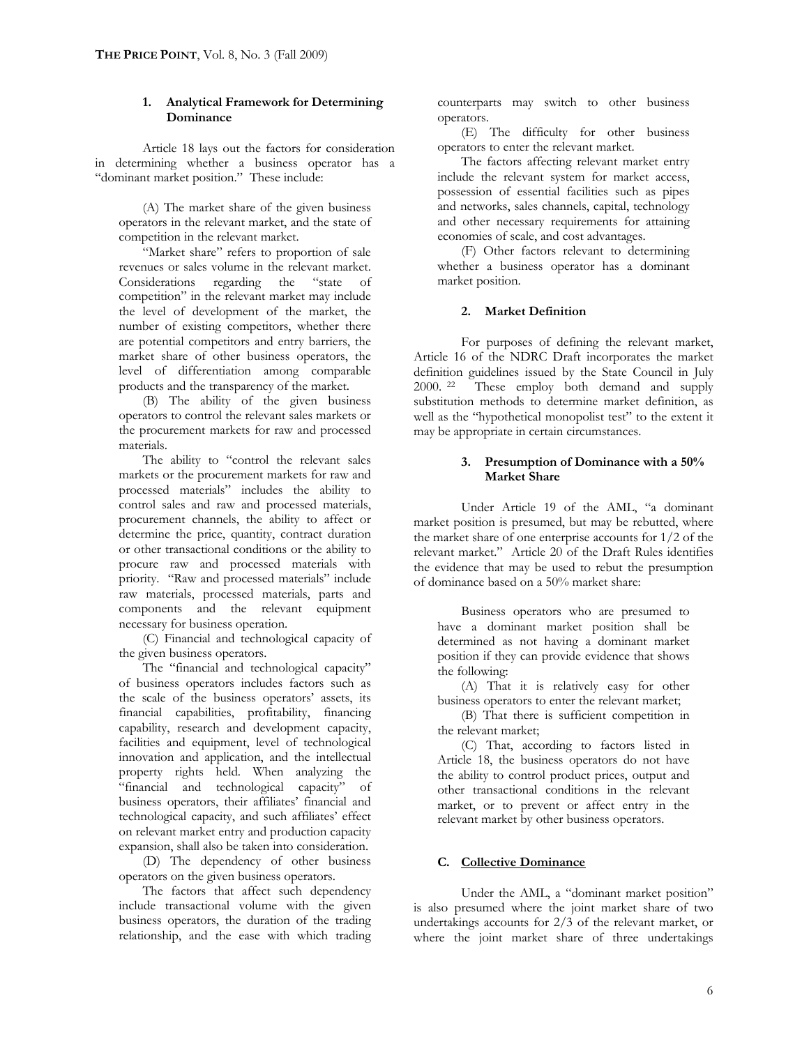### 1. Analytical Framework for Determining Dominance

Article 18 lays out the factors for consideration in determining whether a business operator has a "dominant market position." These include:

> (A) The market share of the given business operators in the relevant market, and the state of competition in the relevant market.
>
> "Market share" refers to proportion of sale revenues or sales volume in the relevant market. Considerations regarding the "state of competition" in the relevant market may include the level of development of the market, the number of existing competitors, whether there are potential competitors and entry barriers, the market share of other business operators, the level of differentiation among comparable products and the transparency of the market.
>
> (B) The ability of the given business operators to control the relevant sales markets or the procurement markets for raw and processed materials.
>
> The ability to "control the relevant sales markets or the procurement markets for raw and processed materials" includes the ability to control sales and raw and processed materials, procurement channels, the ability to affect or determine the price, quantity, contract duration or other transactional conditions or the ability to procure raw and processed materials with priority. "Raw and processed materials" include raw materials, processed materials, parts and components and the relevant equipment necessary for business operation.
>
> (C) Financial and technological capacity of the given business operators.
>
> The "financial and technological capacity" of business operators includes factors such as the scale of the business operators' assets, its financial capabilities, profitability, financing capability, research and development capacity, facilities and equipment, level of technological innovation and application, and the intellectual property rights held. When analyzing the "financial and technological capacity" of business operators, their affiliates' financial and technological capacity, and such affiliates' effect on relevant market entry and production capacity expansion, shall also be taken into consideration.
>
> (D) The dependency of other business operators on the given business operators.
>
> The factors that affect such dependency include transactional volume with the given business operators, the duration of the trading relationship, and the ease with which trading counterparts may switch to other business operators.
>
> (E) The difficulty for other business operators to enter the relevant market.
>
> The factors affecting relevant market entry include the relevant system for market access, possession of essential facilities such as pipes and networks, sales channels, capital, technology and other necessary requirements for attaining economies of scale, and cost advantages.
>
> (F) Other factors relevant to determining whether a business operator has a dominant market position.

### 2. Market Definition

For purposes of defining the relevant market, Article 16 of the NDRC Draft incorporates the market definition guidelines issued by the State Council in July 2000. [22] These employ both demand and supply substitution methods to determine market definition, as well as the "hypothetical monopolist test" to the extent it may be appropriate in certain circumstances.

### 3. Presumption of Dominance with a 50% Market Share

Under Article 19 of the AML, "a dominant market position is presumed, but may be rebutted, where the market share of one enterprise accounts for 1/2 of the relevant market." Article 20 of the Draft Rules identifies the evidence that may be used to rebut the presumption of dominance based on a 50% market share:

> Business operators who are presumed to have a dominant market position shall be determined as not having a dominant market position if they can provide evidence that shows the following:
>
> (A) That it is relatively easy for other business operators to enter the relevant market;
>
> (B) That there is sufficient competition in the relevant market;
>
> (C) That, according to factors listed in Article 18, the business operators do not have the ability to control product prices, output and other transactional conditions in the relevant market, or to prevent or affect entry in the relevant market by other business operators.

## C. Collective Dominance

Under the AML, a "dominant market position" is also presumed where the joint market share of two undertakings accounts for 2/3 of the relevant market, or where the joint market share of three undertakings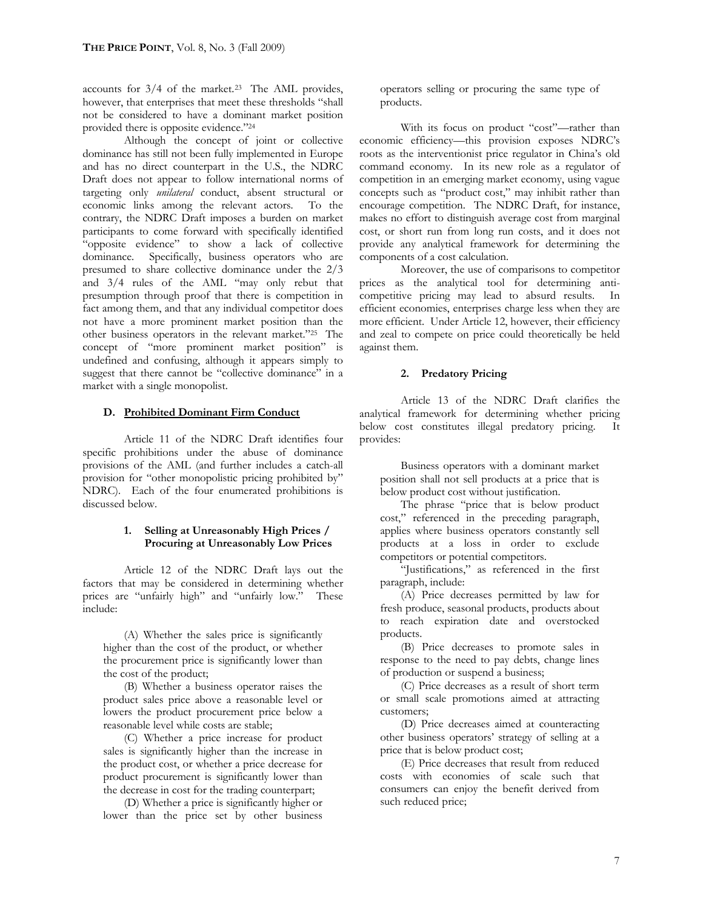accounts for 3/4 of the market.[23] The AML provides, however, that enterprises that meet these thresholds "shall not be considered to have a dominant market position provided there is opposite evidence."[24]

Although the concept of joint or collective dominance has still not been fully implemented in Europe and has no direct counterpart in the U.S., the NDRC Draft does not appear to follow international norms of targeting only *unilateral* conduct, absent structural or economic links among the relevant actors. To the contrary, the NDRC Draft imposes a burden on market participants to come forward with specifically identified "opposite evidence" to show a lack of collective dominance. Specifically, business operators who are presumed to share collective dominance under the 2/3 and 3/4 rules of the AML "may only rebut that presumption through proof that there is competition in fact among them, and that any individual competitor does not have a more prominent market position than the other business operators in the relevant market."[25] The concept of "more prominent market position" is undefined and confusing, although it appears simply to suggest that there cannot be "collective dominance" in a market with a single monopolist.

### D. Prohibited Dominant Firm Conduct

Article 11 of the NDRC Draft identifies four specific prohibitions under the abuse of dominance provisions of the AML (and further includes a catch-all provision for "other monopolistic pricing prohibited by" NDRC). Each of the four enumerated prohibitions is discussed below.

#### 1. Selling at Unreasonably High Prices / Procuring at Unreasonably Low Prices

Article 12 of the NDRC Draft lays out the factors that may be considered in determining whether prices are "unfairly high" and "unfairly low." These include:

> (A) Whether the sales price is significantly higher than the cost of the product, or whether the procurement price is significantly lower than the cost of the product;
>
> (B) Whether a business operator raises the product sales price above a reasonable level or lowers the product procurement price below a reasonable level while costs are stable;
>
> (C) Whether a price increase for product sales is significantly higher than the increase in the product cost, or whether a price decrease for product procurement is significantly lower than the decrease in cost for the trading counterpart;
>
> (D) Whether a price is significantly higher or lower than the price set by other business operators selling or procuring the same type of products.

With its focus on product "cost"—rather than economic efficiency—this provision exposes NDRC's roots as the interventionist price regulator in China's old command economy. In its new role as a regulator of competition in an emerging market economy, using vague concepts such as "product cost," may inhibit rather than encourage competition. The NDRC Draft, for instance, makes no effort to distinguish average cost from marginal cost, or short run from long run costs, and it does not provide any analytical framework for determining the components of a cost calculation.

Moreover, the use of comparisons to competitor prices as the analytical tool for determining anti-competitive pricing may lead to absurd results. In efficient economies, enterprises charge less when they are more efficient. Under Article 12, however, their efficiency and zeal to compete on price could theoretically be held against them.

#### 2. Predatory Pricing

Article 13 of the NDRC Draft clarifies the analytical framework for determining whether pricing below cost constitutes illegal predatory pricing. It provides:

> Business operators with a dominant market position shall not sell products at a price that is below product cost without justification.
>
> The phrase "price that is below product cost," referenced in the preceding paragraph, applies where business operators constantly sell products at a loss in order to exclude competitors or potential competitors.
>
> "Justifications," as referenced in the first paragraph, include:
>
> (A) Price decreases permitted by law for fresh produce, seasonal products, products about to reach expiration date and overstocked products.
>
> (B) Price decreases to promote sales in response to the need to pay debts, change lines of production or suspend a business;
>
> (C) Price decreases as a result of short term or small scale promotions aimed at attracting customers;
>
> (D) Price decreases aimed at counteracting other business operators' strategy of selling at a price that is below product cost;
>
> (E) Price decreases that result from reduced costs with economies of scale such that consumers can enjoy the benefit derived from such reduced price;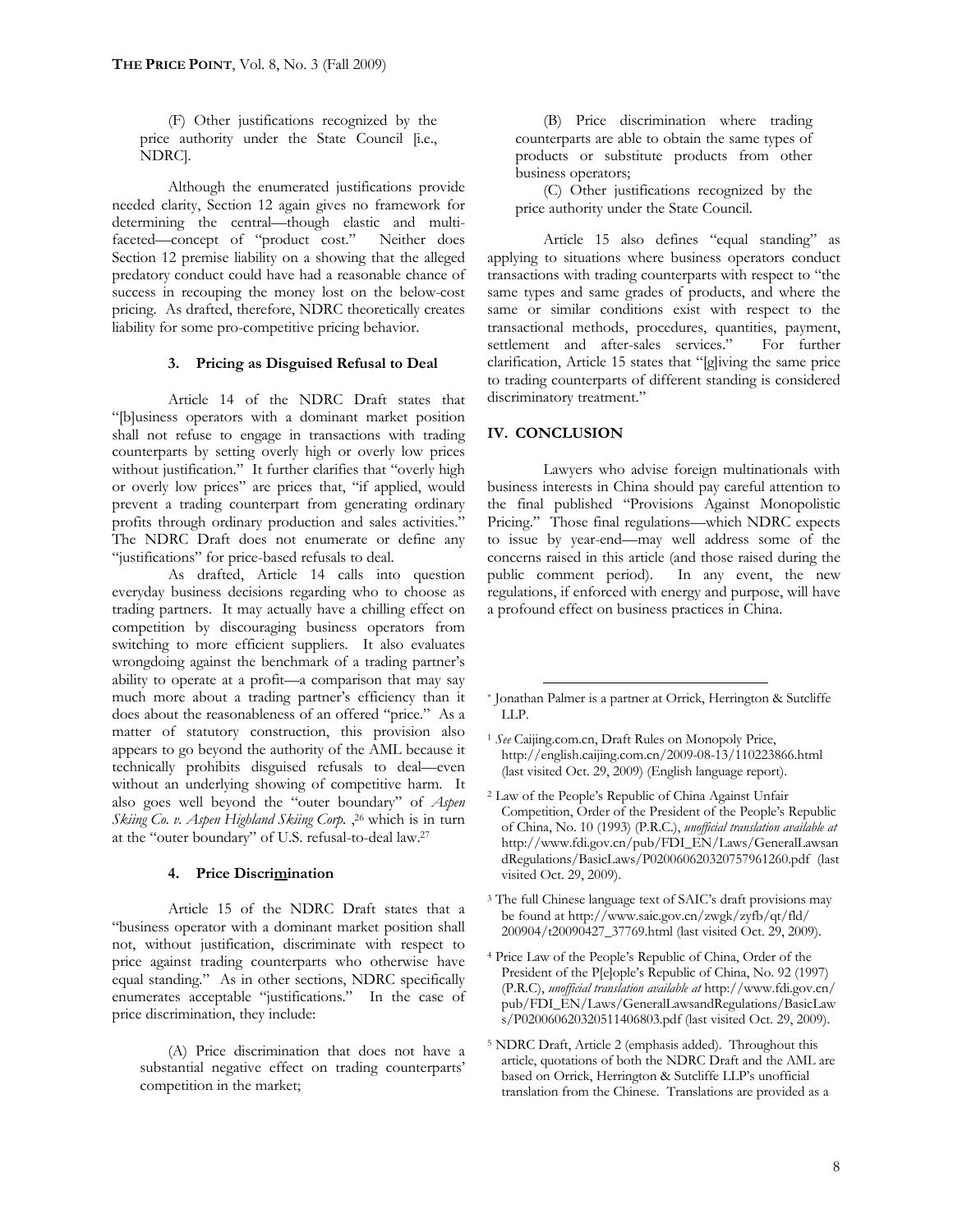(F) Other justifications recognized by the price authority under the State Council [i.e., NDRC].

Although the enumerated justifications provide needed clarity, Section 12 again gives no framework for determining the central—though elastic and multi-faceted—concept of "product cost." Neither does Section 12 premise liability on a showing that the alleged predatory conduct could have had a reasonable chance of success in recouping the money lost on the below-cost pricing. As drafted, therefore, NDRC theoretically creates liability for some pro-competitive pricing behavior.

### 3. Pricing as Disguised Refusal to Deal

Article 14 of the NDRC Draft states that "[b]usiness operators with a dominant market position shall not refuse to engage in transactions with trading counterparts by setting overly high or overly low prices without justification." It further clarifies that "overly high or overly low prices" are prices that, "if applied, would prevent a trading counterpart from generating ordinary profits through ordinary production and sales activities." The NDRC Draft does not enumerate or define any "justifications" for price-based refusals to deal.

As drafted, Article 14 calls into question everyday business decisions regarding who to choose as trading partners. It may actually have a chilling effect on competition by discouraging business operators from switching to more efficient suppliers. It also evaluates wrongdoing against the benchmark of a trading partner's ability to operate at a profit—a comparison that may say much more about a trading partner's efficiency than it does about the reasonableness of an offered "price." As a matter of statutory construction, this provision also appears to go beyond the authority of the AML because it technically prohibits disguised refusals to deal—even without an underlying showing of competitive harm. It also goes well beyond the "outer boundary" of *Aspen Skiing Co. v. Aspen Highland Skiing Corp.* ,[26] which is in turn at the "outer boundary" of U.S. refusal-to-deal law.[27]

### 4. Price Discri<u>m</u>ination

Article 15 of the NDRC Draft states that a "business operator with a dominant market position shall not, without justification, discriminate with respect to price against trading counterparts who otherwise have equal standing." As in other sections, NDRC specifically enumerates acceptable "justifications." In the case of price discrimination, they include:

(A) Price discrimination that does not have a substantial negative effect on trading counterparts' competition in the market;

(B) Price discrimination where trading counterparts are able to obtain the same types of products or substitute products from other business operators;

(C) Other justifications recognized by the price authority under the State Council.

Article 15 also defines "equal standing" as applying to situations where business operators conduct transactions with trading counterparts with respect to "the same types and same grades of products, and where the same or similar conditions exist with respect to the transactional methods, procedures, quantities, payment, settlement and after-sales services." For further clarification, Article 15 states that "[g]iving the same price to trading counterparts of different standing is considered discriminatory treatment."

## IV. CONCLUSION

Lawyers who advise foreign multinationals with business interests in China should pay careful attention to the final published "Provisions Against Monopolistic Pricing." Those final regulations—which NDRC expects to issue by year-end—may well address some of the concerns raised in this article (and those raised during the public comment period). In any event, the new regulations, if enforced with energy and purpose, will have a profound effect on business practices in China.

---

[*] Jonathan Palmer is a partner at Orrick, Herrington & Sutcliffe LLP.

[1] *See* Caijing.com.cn, Draft Rules on Monopoly Price, http://english.caijing.com.cn/2009-08-13/110223866.html (last visited Oct. 29, 2009) (English language report).

[2] Law of the People's Republic of China Against Unfair Competition, Order of the President of the People's Republic of China, No. 10 (1993) (P.R.C.), *unofficial translation available at* http://www.fdi.gov.cn/pub/FDI_EN/Laws/GeneralLawsandRegulations/BasicLaws/P020060620320757961260.pdf (last visited Oct. 29, 2009).

[3] The full Chinese language text of SAIC's draft provisions may be found at http://www.saic.gov.cn/zwgk/zyfb/qt/fld/200904/t20090427_37769.html (last visited Oct. 29, 2009).

[4] Price Law of the People's Republic of China, Order of the President of the P[e]ople's Republic of China, No. 92 (1997) (P.R.C), *unofficial translation available at* http://www.fdi.gov.cn/pub/FDI_EN/Laws/GeneralLawsandRegulations/BasicLaws/P020060620320511406803.pdf (last visited Oct. 29, 2009).

[5] NDRC Draft, Article 2 (emphasis added). Throughout this article, quotations of both the NDRC Draft and the AML are based on Orrick, Herrington & Sutcliffe LLP's unofficial translation from the Chinese. Translations are provided as a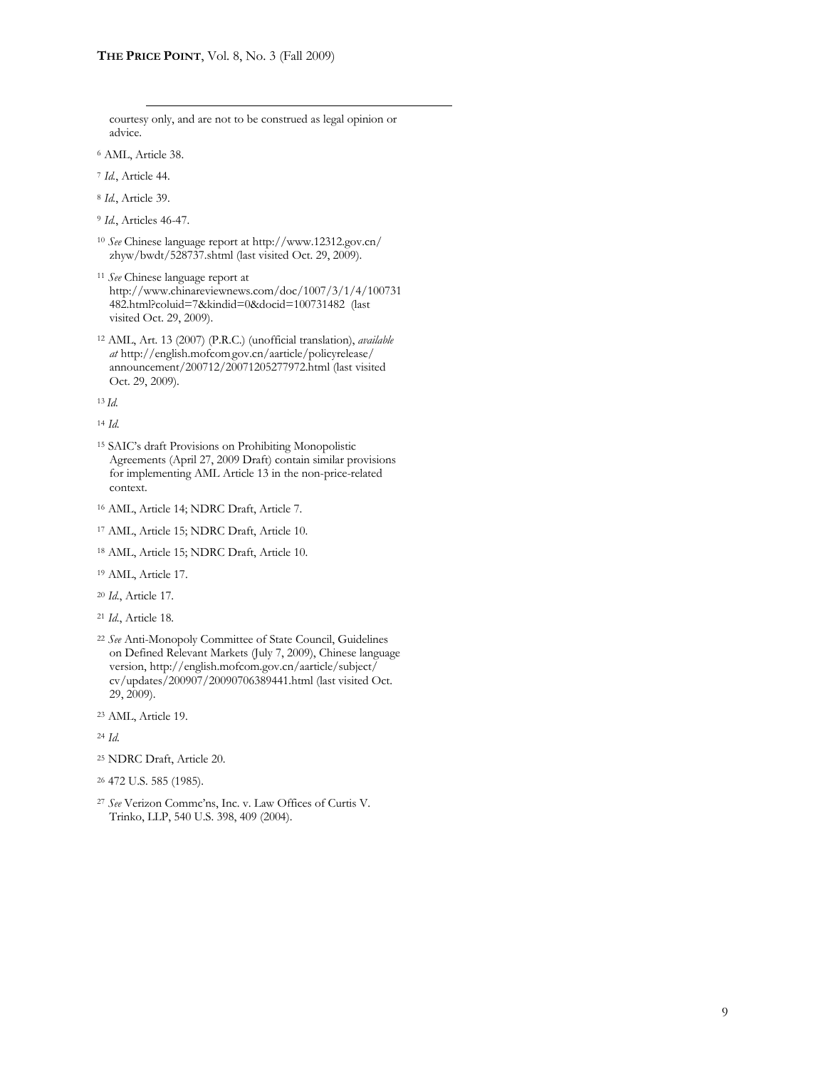courtesy only, and are not to be construed as legal opinion or advice.

[6] AML, Article 38.

[7] *Id.*, Article 44.

[8] *Id.*, Article 39.

[9] *Id.*, Articles 46-47.

[10] *See* Chinese language report at http://www.12312.gov.cn/zhyw/bwdt/528737.shtml (last visited Oct. 29, 2009).

[11] *See* Chinese language report at http://www.chinareviewnews.com/doc/1007/3/1/4/100731482.html?coluid=7&kindid=0&docid=100731482 (last visited Oct. 29, 2009).

[12] AML, Art. 13 (2007) (P.R.C.) (unofficial translation), *available at* http://english.mofcom.gov.cn/aarticle/policyrelease/announcement/200712/20071205277972.html (last visited Oct. 29, 2009).

[13] *Id.*

[14] *Id.*

[15] SAIC's draft Provisions on Prohibiting Monopolistic Agreements (April 27, 2009 Draft) contain similar provisions for implementing AML Article 13 in the non-price-related context.

[16] AML, Article 14; NDRC Draft, Article 7.

[17] AML, Article 15; NDRC Draft, Article 10.

[18] AML, Article 15; NDRC Draft, Article 10.

[19] AML, Article 17.

[20] *Id.*, Article 17.

[21] *Id.*, Article 18.

[22] *See* Anti-Monopoly Committee of State Council, Guidelines on Defined Relevant Markets (July 7, 2009), Chinese language version, http://english.mofcom.gov.cn/aarticle/subject/cv/updates/200907/20090706389441.html (last visited Oct. 29, 2009).

[23] AML, Article 19.

[24] *Id.*

[25] NDRC Draft, Article 20.

[26] 472 U.S. 585 (1985).

[27] *See* Verizon Commc'ns, Inc. v. Law Offices of Curtis V. Trinko, LLP, 540 U.S. 398, 409 (2004).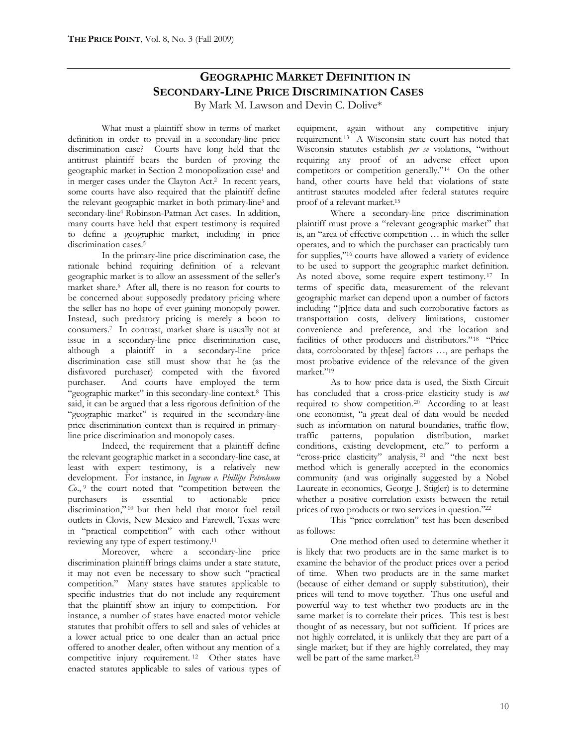# GEOGRAPHIC MARKET DEFINITION IN SECONDARY-LINE PRICE DISCRIMINATION CASES

By Mark M. Lawson and Devin C. Dolive*

What must a plaintiff show in terms of market definition in order to prevail in a secondary-line price discrimination case? Courts have long held that the antitrust plaintiff bears the burden of proving the geographic market in Section 2 monopolization case[1] and in merger cases under the Clayton Act.[2] In recent years, some courts have also required that the plaintiff define the relevant geographic market in both primary-line[3] and secondary-line[4] Robinson-Patman Act cases. In addition, many courts have held that expert testimony is required to define a geographic market, including in price discrimination cases.[5]

In the primary-line price discrimination case, the rationale behind requiring definition of a relevant geographic market is to allow an assessment of the seller's market share.[6] After all, there is no reason for courts to be concerned about supposedly predatory pricing where the seller has no hope of ever gaining monopoly power. Instead, such predatory pricing is merely a boon to consumers.[7] In contrast, market share is usually not at issue in a secondary-line price discrimination case, although a plaintiff in a secondary-line price discrimination case still must show that he (as the disfavored purchaser) competed with the favored purchaser. And courts have employed the term "geographic market" in this secondary-line context.[8] This said, it can be argued that a less rigorous definition of the "geographic market" is required in the secondary-line price discrimination context than is required in primary-line price discrimination and monopoly cases.

Indeed, the requirement that a plaintiff define the relevant geographic market in a secondary-line case, at least with expert testimony, is a relatively new development. For instance, in *Ingram v. Phillips Petroleum Co.*,[9] the court noted that "competition between the purchasers is essential to actionable price discrimination,"[10] but then held that motor fuel retail outlets in Clovis, New Mexico and Farewell, Texas were in "practical competition" with each other without reviewing any type of expert testimony.[11]

Moreover, where a secondary-line price discrimination plaintiff brings claims under a state statute, it may not even be necessary to show such "practical competition." Many states have statutes applicable to specific industries that do not include any requirement that the plaintiff show an injury to competition. For instance, a number of states have enacted motor vehicle statutes that prohibit offers to sell and sales of vehicles at a lower actual price to one dealer than an actual price offered to another dealer, often without any mention of a competitive injury requirement.[12] Other states have enacted statutes applicable to sales of various types of equipment, again without any competitive injury requirement.[13] A Wisconsin state court has noted that Wisconsin statutes establish *per se* violations, "without requiring any proof of an adverse effect upon competitors or competition generally."[14] On the other hand, other courts have held that violations of state antitrust statutes modeled after federal statutes require proof of a relevant market.[15]

Where a secondary-line price discrimination plaintiff must prove a "relevant geographic market" that is, an "area of effective competition … in which the seller operates, and to which the purchaser can practicably turn for supplies,"[16] courts have allowed a variety of evidence to be used to support the geographic market definition. As noted above, some require expert testimony.[17] In terms of specific data, measurement of the relevant geographic market can depend upon a number of factors including "[p]rice data and such corroborative factors as transportation costs, delivery limitations, customer convenience and preference, and the location and facilities of other producers and distributors."[18] "Price data, corroborated by th[ese] factors …, are perhaps the most probative evidence of the relevance of the given market."[19]

As to how price data is used, the Sixth Circuit has concluded that a cross-price elasticity study is *not* required to show competition.[20] According to at least one economist, "a great deal of data would be needed such as information on natural boundaries, traffic flow, traffic patterns, population distribution, market conditions, existing development, etc." to perform a "cross-price elasticity" analysis,[21] and "the next best method which is generally accepted in the economics community (and was originally suggested by a Nobel Laureate in economics, George J. Stigler) is to determine whether a positive correlation exists between the retail prices of two products or two services in question."[22]

This "price correlation" test has been described as follows:

> One method often used to determine whether it is likely that two products are in the same market is to examine the behavior of the product prices over a period of time. When two products are in the same market (because of either demand or supply substitution), their prices will tend to move together. Thus one useful and powerful way to test whether two products are in the same market is to correlate their prices. This test is best thought of as necessary, but not sufficient. If prices are not highly correlated, it is unlikely that they are part of a single market; but if they are highly correlated, they may well be part of the same market.[23]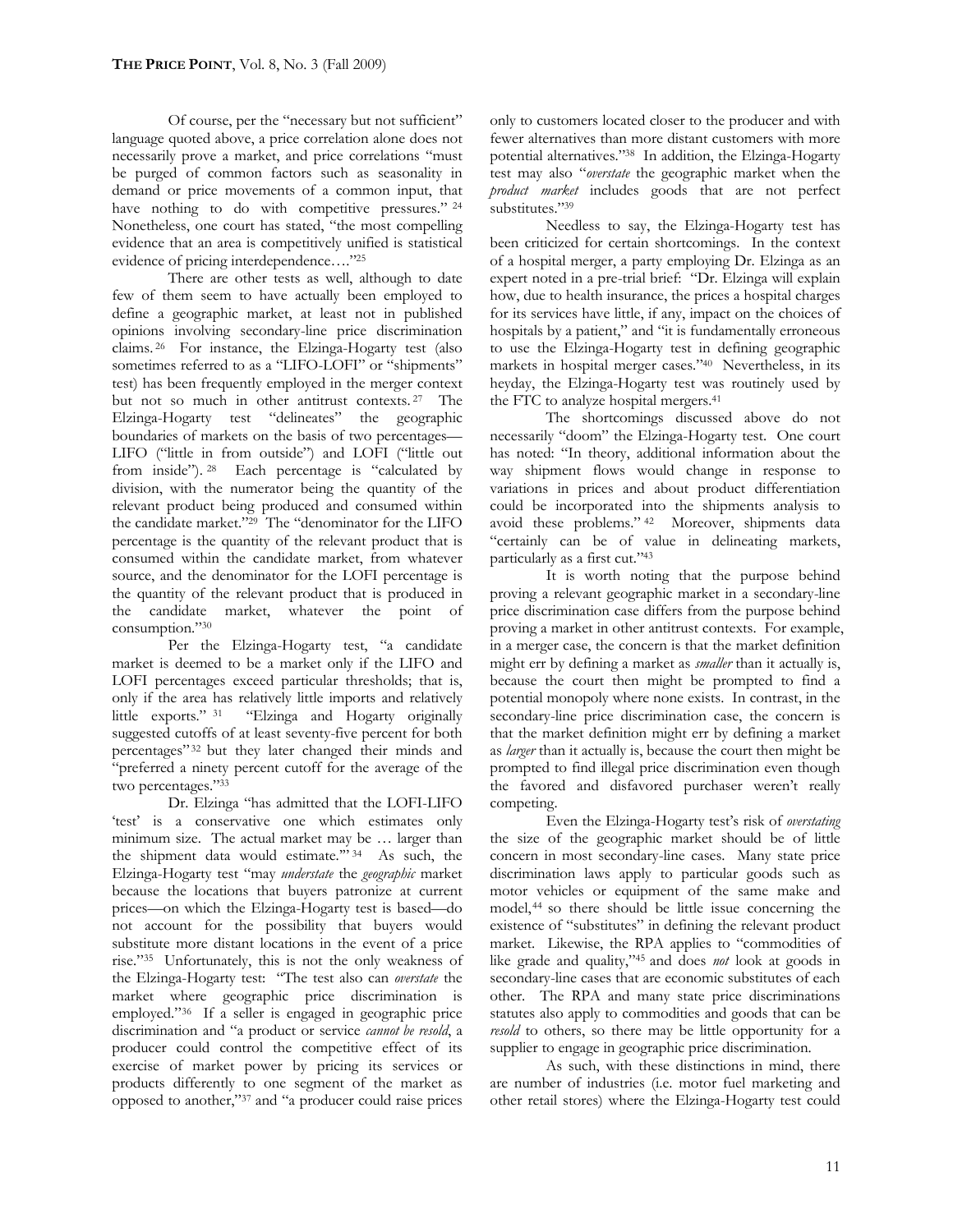Of course, per the "necessary but not sufficient" language quoted above, a price correlation alone does not necessarily prove a market, and price correlations "must be purged of common factors such as seasonality in demand or price movements of a common input, that have nothing to do with competitive pressures." [24] Nonetheless, one court has stated, "the most compelling evidence that an area is competitively unified is statistical evidence of pricing interdependence…."[25]

There are other tests as well, although to date few of them seem to have actually been employed to define a geographic market, at least not in published opinions involving secondary-line price discrimination claims. [26] For instance, the Elzinga-Hogarty test (also sometimes referred to as a "LIFO-LOFI" or "shipments" test) has been frequently employed in the merger context but not so much in other antitrust contexts. [27] The Elzinga-Hogarty test "delineates" the geographic boundaries of markets on the basis of two percentages—LIFO ("little in from outside") and LOFI ("little out from inside"). [28] Each percentage is "calculated by division, with the numerator being the quantity of the relevant product being produced and consumed within the candidate market."[29] The "denominator for the LIFO percentage is the quantity of the relevant product that is consumed within the candidate market, from whatever source, and the denominator for the LOFI percentage is the quantity of the relevant product that is produced in the candidate market, whatever the point of consumption."[30]

Per the Elzinga-Hogarty test, "a candidate market is deemed to be a market only if the LIFO and LOFI percentages exceed particular thresholds; that is, only if the area has relatively little imports and relatively little exports." [31] "Elzinga and Hogarty originally suggested cutoffs of at least seventy-five percent for both percentages"[32] but they later changed their minds and "preferred a ninety percent cutoff for the average of the two percentages."[33]

Dr. Elzinga "has admitted that the LOFI-LIFO 'test' is a conservative one which estimates only minimum size. The actual market may be … larger than the shipment data would estimate."' [34] As such, the Elzinga-Hogarty test "may *understate* the *geographic* market because the locations that buyers patronize at current prices—on which the Elzinga-Hogarty test is based—do not account for the possibility that buyers would substitute more distant locations in the event of a price rise."[35] Unfortunately, this is not the only weakness of the Elzinga-Hogarty test: "The test also can *overstate* the market where geographic price discrimination is employed."[36] If a seller is engaged in geographic price discrimination and "a product or service *cannot be resold*, a producer could control the competitive effect of its exercise of market power by pricing its services or products differently to one segment of the market as opposed to another,"[37] and "a producer could raise prices only to customers located closer to the producer and with fewer alternatives than more distant customers with more potential alternatives."[38] In addition, the Elzinga-Hogarty test may also "*overstate* the geographic market when the *product market* includes goods that are not perfect substitutes."[39]

Needless to say, the Elzinga-Hogarty test has been criticized for certain shortcomings. In the context of a hospital merger, a party employing Dr. Elzinga as an expert noted in a pre-trial brief: "Dr. Elzinga will explain how, due to health insurance, the prices a hospital charges for its services have little, if any, impact on the choices of hospitals by a patient," and "it is fundamentally erroneous to use the Elzinga-Hogarty test in defining geographic markets in hospital merger cases."[40] Nevertheless, in its heyday, the Elzinga-Hogarty test was routinely used by the FTC to analyze hospital mergers.[41]

The shortcomings discussed above do not necessarily "doom" the Elzinga-Hogarty test. One court has noted: "In theory, additional information about the way shipment flows would change in response to variations in prices and about product differentiation could be incorporated into the shipments analysis to avoid these problems." [42] Moreover, shipments data "certainly can be of value in delineating markets, particularly as a first cut."[43]

It is worth noting that the purpose behind proving a relevant geographic market in a secondary-line price discrimination case differs from the purpose behind proving a market in other antitrust contexts. For example, in a merger case, the concern is that the market definition might err by defining a market as *smaller* than it actually is, because the court then might be prompted to find a potential monopoly where none exists. In contrast, in the secondary-line price discrimination case, the concern is that the market definition might err by defining a market as *larger* than it actually is, because the court then might be prompted to find illegal price discrimination even though the favored and disfavored purchaser weren't really competing.

Even the Elzinga-Hogarty test's risk of *overstating* the size of the geographic market should be of little concern in most secondary-line cases. Many state price discrimination laws apply to particular goods such as motor vehicles or equipment of the same make and model,[44] so there should be little issue concerning the existence of "substitutes" in defining the relevant product market. Likewise, the RPA applies to "commodities of like grade and quality,"[45] and does *not* look at goods in secondary-line cases that are economic substitutes of each other. The RPA and many state price discrimination statutes also apply to commodities and goods that can be *resold* to others, so there may be little opportunity for a supplier to engage in geographic price discrimination.

As such, with these distinctions in mind, there are number of industries (i.e. motor fuel marketing and other retail stores) where the Elzinga-Hogarty test could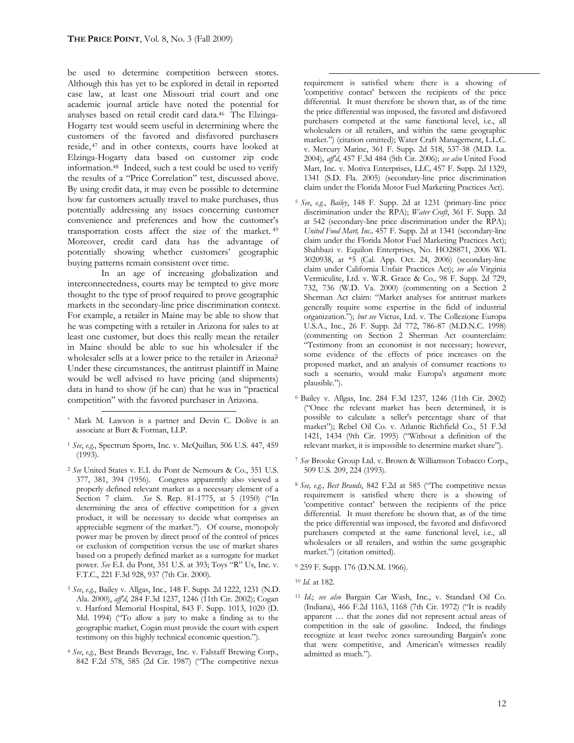be used to determine competition between stores. Although this has yet to be explored in detail in reported case law, at least one Missouri trial court and one academic journal article have noted the potential for analyses based on retail credit card data.[46] The Elzinga-Hogarty test would seem useful in determining where the customers of the favored and disfavored purchasers reside,[47] and in other contexts, courts have looked at Elzinga-Hogarty data based on customer zip code information.[48] Indeed, such a test could be used to verify the results of a "Price Correlation" test, discussed above. By using credit data, it may even be possible to determine how far customers actually travel to make purchases, thus potentially addressing any issues concerning customer convenience and preferences and how the customer's transportation costs affect the size of the market.[49] Moreover, credit card data has the advantage of potentially showing whether customers' geographic buying patterns remain consistent over time.

In an age of increasing globalization and interconnectedness, courts may be tempted to give more thought to the type of proof required to prove geographic markets in the secondary-line price discrimination context. For example, a retailer in Maine may be able to show that he was competing with a retailer in Arizona for sales to at least one customer, but does this really mean the retailer in Maine should be able to sue his wholesaler if the wholesaler sells at a lower price to the retailer in Arizona? Under these circumstances, the antitrust plaintiff in Maine would be well advised to have pricing (and shipments) data in hand to show (if he can) that he was in "practical competition" with the favored purchaser in Arizona.

---

\* Mark M. Lawson is a partner and Devin C. Dolive is an associate at Burr & Forman, LLP.

[1] *See*, *e.g.*, Spectrum Sports, Inc. v. McQuillan*,* 506 U.S. 447, 459 (1993).

[2] *See* United States v. E.I. du Pont de Nemours & Co., 351 U.S. 377, 381, 394 (1956). Congress apparently also viewed a properly defined relevant market as a necessary element of a Section 7 claim. *See* S. Rep. 81-1775, at 5 (1950) ("In determining the area of effective competition for a given product, it will be necessary to decide what comprises an appreciable segment of the market."). Of course, monopoly power may be proven by direct proof of the control of prices or exclusion of competition versus the use of market shares based on a properly defined market as a surrogate for market power. *See* E.I. du Pont, 351 U.S. at 393; Toys "R" Us, Inc. v. F.T.C., 221 F.3d 928, 937 (7th Cir. 2000).

[3] *See*, *e.g.*, Bailey v. Allgas, Inc.*,* 148 F. Supp. 2d 1222, 1231 (N.D. Ala. 2000), *aff'd*, 284 F.3d 1237, 1246 (11th Cir. 2002); Cogan v. Harford Memorial Hospital, 843 F. Supp. 1013, 1020 (D. Md. 1994) ("To allow a jury to make a finding as to the geographic market, Cogan must provide the court with expert testimony on this highly technical economic question.").

[4] *See*, *e.g.*, Best Brands Beverage, Inc. v. Falstaff Brewing Corp., 842 F.2d 578, 585 (2d Cir. 1987) ("The competitive nexus requirement is satisfied where there is a showing of 'competitive contact' between the recipients of the price differential. It must therefore be shown that, as of the time the price differential was imposed, the favored and disfavored purchasers competed at the same functional level, i.e., all wholesalers or all retailers, and within the same geographic market.") (citation omitted); Water Craft Management, L.L.C. v. Mercury Marine, 361 F. Supp. 2d 518, 537-38 (M.D. La. 2004), *aff'd*, 457 F.3d 484 (5th Cir. 2006); *see also* United Food Mart, Inc. v. Motiva Enterprises, LLC*,* 457 F. Supp. 2d 1329, 1341 (S.D. Fla. 2005) (secondary-line price discrimination claim under the Florida Motor Fuel Marketing Practices Act).

[5] *See*, *e.g.*, *Bailey*, 148 F. Supp. 2d at 1231 (primary-line price discrimination under the RPA); *Water Craft*, 361 F. Supp. 2d at 542 (secondary-line price discrimination under the RPA); *United Food Mart, Inc.,* 457 F. Supp. 2d at 1341 (secondary-line claim under the Florida Motor Fuel Marketing Practices Act); Shahbazi v. Equilon Enterprises, No. HO28871, 2006 WL 3020938, at \*5 (Cal. App. Oct. 24, 2006) (secondary-line claim under California Unfair Practices Act); *see also* Virginia Vermiculite, Ltd. v. W.R. Grace & Co.*,* 98 F. Supp. 2d 729, 732, 736 (W.D. Va. 2000) (commenting on a Section 2 Sherman Act claim: "Market analyses for antitrust markets generally require some expertise in the field of industrial organization."); *but see* Victus, Ltd. v. The Collezione Europa U.S.A., Inc., 26 F. Supp. 2d 772, 786-87 (M.D.N.C. 1998) (commenting on Section 2 Sherman Act counterclaim: "Testimony from an economist is not necessary; however, some evidence of the effects of price increases on the proposed market, and an analysis of consumer reactions to such a scenario, would make Europa's argument more plausible.").

[6] Bailey v. Allgas, Inc. 284 F.3d 1237, 1246 (11th Cir. 2002) ("Once the relevant market has been determined, it is possible to calculate a seller's percentage share of that market"); Rebel Oil Co. v. Atlantic Richfield Co., 51 F.3d 1421, 1434 (9th Cir. 1995) ("Without a definition of the relevant market, it is impossible to determine market share").

[7] *See* Brooke Group Ltd. v. Brown & Williamson Tobacco Corp., 509 U.S. 209, 224 (1993).

[8] *See, e.g., Best Brands*, 842 F.2d at 585 ("The competitive nexus requirement is satisfied where there is a showing of 'competitive contact' between the recipients of the price differential. It must therefore be shown that, as of the time the price differential was imposed, the favored and disfavored purchasers competed at the same functional level, i.e., all wholesalers or all retailers, and within the same geographic market.") (citation omitted).

[9] 259 F. Supp. 176 (D.N.M. 1966).

[10] *Id.* at 182.

[11] *Id.*; *see also* Bargain Car Wash, Inc., v. Standard Oil Co. (Indiana), 466 F.2d 1163, 1168 (7th Cir. 1972) ("It is readily apparent … that the zones did not represent actual areas of competition in the sale of gasoline. Indeed, the findings recognize at least twelve zones surrounding Bargain's zone that were competitive, and American's witnesses readily admitted as much.").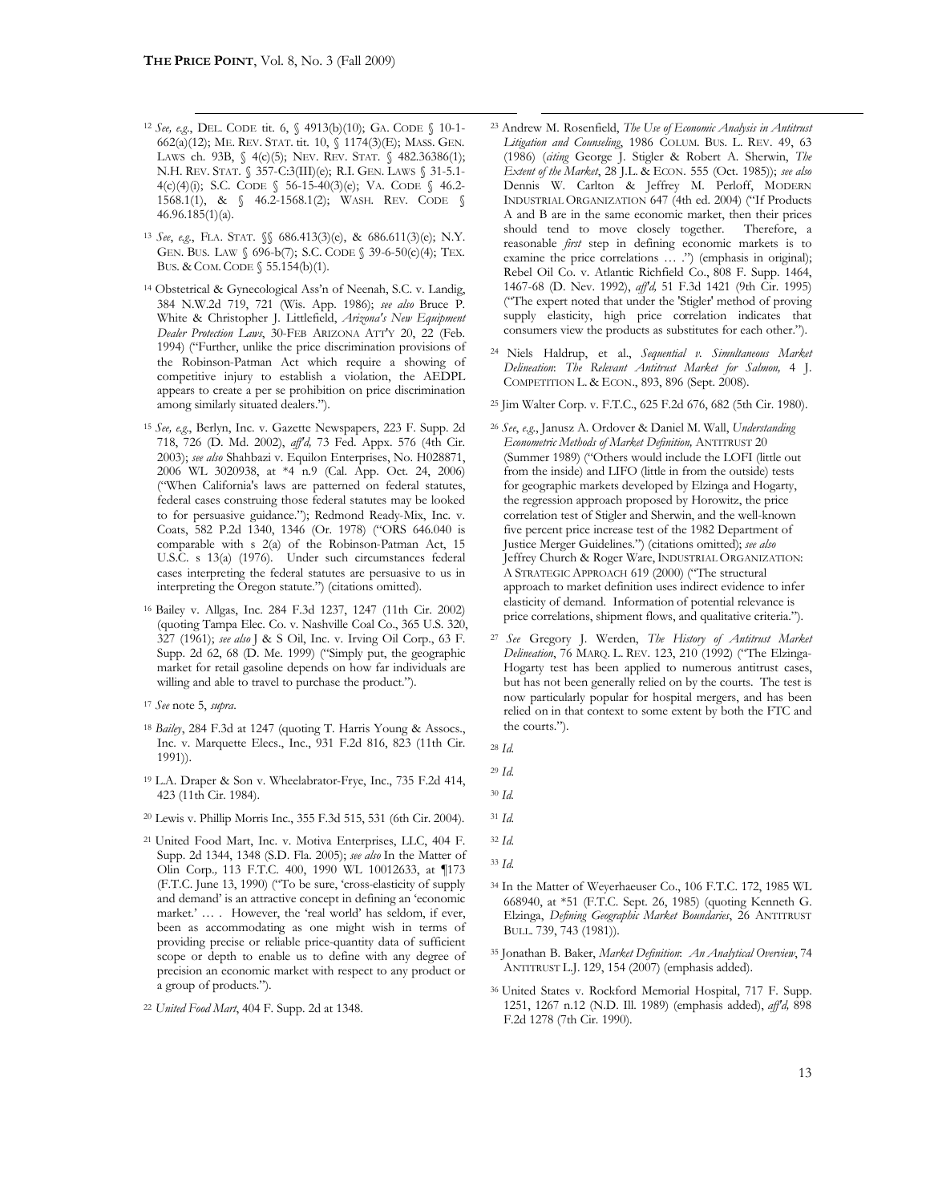[12] *See, e.g.*, DEL. CODE tit. 6, § 4913(b)(10); GA. CODE § 10-1-662(a)(12); ME. REV. STAT. tit. 10, § 1174(3)(E); MASS. GEN. LAWS ch. 93B, § 4(c)(5); NEV. REV. STAT. § 482.36386(1); N.H. REV. STAT. § 357-C:3(III)(e); R.I. GEN. LAWS § 31-5.1-4(c)(4)(i); S.C. CODE § 56-15-40(3)(e); VA. CODE § 46.2-1568.1(1), & § 46.2-1568.1(2); WASH. REV. CODE § 46.96.185(1)(a).

[13] *See, e.g.*, FLA. STAT. §§ 686.413(3)(e), & 686.611(3)(e); N.Y. GEN. BUS. LAW § 696-b(7); S.C. CODE § 39-6-50(c)(4); TEX. BUS. & COM. CODE § 55.154(b)(1).

[14] Obstetrical & Gynecological Ass'n of Neenah, S.C. v. Landig, 384 N.W.2d 719, 721 (Wis. App. 1986); *see also* Bruce P. White & Christopher J. Littlefield, *Arizona's New Equipment Dealer Protection Laws*, 30-FEB ARIZONA ATT'Y 20, 22 (Feb. 1994) ("Further, unlike the price discrimination provisions of the Robinson-Patman Act which require a showing of competitive injury to establish a violation, the AEDPL appears to create a per se prohibition on price discrimination among similarly situated dealers.").

[15] *See, e.g.*, Berlyn, Inc. v. Gazette Newspapers, 223 F. Supp. 2d 718, 726 (D. Md. 2002), *aff'd,* 73 Fed. Appx. 576 (4th Cir. 2003); *see also* Shahbazi v. Equilon Enterprises, No. H028871, 2006 WL 3020938, at *4 n.9 (Cal. App. Oct. 24, 2006) ("When California's laws are patterned on federal statutes, federal cases construing those federal statutes may be looked to for persuasive guidance."); Redmond Ready-Mix, Inc. v. Coats, 582 P.2d 1340, 1346 (Or. 1978) ("ORS 646.040 is comparable with s 2(a) of the Robinson-Patman Act, 15 U.S.C. s 13(a) (1976). Under such circumstances federal cases interpreting the federal statutes are persuasive to us in interpreting the Oregon statute.") (citations omitted).

[16] Bailey v. Allgas, Inc. 284 F.3d 1237, 1247 (11th Cir. 2002) (quoting Tampa Elec. Co. v. Nashville Coal Co., 365 U.S. 320, 327 (1961); *see also* J & S Oil, Inc. v. Irving Oil Corp., 63 F. Supp. 2d 62, 68 (D. Me. 1999) ("Simply put, the geographic market for retail gasoline depends on how far individuals are willing and able to travel to purchase the product.").

[17] *See* note 5, *supra*.

[18] *Bailey*, 284 F.3d at 1247 (quoting T. Harris Young & Assocs., Inc. v. Marquette Elecs., Inc., 931 F.2d 816, 823 (11th Cir. 1991)).

[19] L.A. Draper & Son v. Wheelabrator-Frye, Inc., 735 F.2d 414, 423 (11th Cir. 1984).

[20] Lewis v. Phillip Morris Inc., 355 F.3d 515, 531 (6th Cir. 2004).

[21] United Food Mart, Inc. v. Motiva Enterprises, LLC, 404 F. Supp. 2d 1344, 1348 (S.D. Fla. 2005); *see also* In the Matter of Olin Corp., 113 F.T.C. 400, 1990 WL 10012633, at ¶173 (F.T.C. June 13, 1990) ("To be sure, 'cross-elasticity of supply and demand' is an attractive concept in defining an 'economic market.' … . However, the 'real world' has seldom, if ever, been as accommodating as one might wish in terms of providing precise or reliable price-quantity data of sufficient scope or depth to enable us to define with any degree of precision an economic market with respect to any product or a group of products.").

[22] *United Food Mart*, 404 F. Supp. 2d at 1348.

[23] Andrew M. Rosenfield, *The Use of Economic Analysis in Antitrust Litigation and Counseling*, 1986 COLUM. BUS. L. REV. 49, 63 (1986) (*citing* George J. Stigler & Robert A. Sherwin, *The Extent of the Market*, 28 J.L. & ECON. 555 (Oct. 1985)); *see also* Dennis W. Carlton & Jeffrey M. Perloff, MODERN INDUSTRIAL ORGANIZATION 647 (4th ed. 2004) ("If Products A and B are in the same economic market, then their prices should tend to move closely together. Therefore, a reasonable *first* step in defining economic markets is to examine the price correlations … .") (emphasis in original); Rebel Oil Co. v. Atlantic Richfield Co., 808 F. Supp. 1464, 1467-68 (D. Nev. 1992), *aff'd,* 51 F.3d 1421 (9th Cir. 1995) ("The expert noted that under the 'Stigler' method of proving supply elasticity, high price correlation indicates that consumers view the products as substitutes for each other.").

[24] Niels Haldrup, et al., *Sequential v. Simultaneous Market Delineation*: *The Relevant Antitrust Market for Salmon,* 4 J. COMPETITION L. & ECON., 893, 896 (Sept. 2008).

[25] Jim Walter Corp. v. F.T.C., 625 F.2d 676, 682 (5th Cir. 1980).

[26] *See*, *e.g.*, Janusz A. Ordover & Daniel M. Wall, *Understanding Econometric Methods of Market Definition,* ANTITRUST 20 (Summer 1989) ("Others would include the LOFI (little out from the inside) and LIFO (little in from the outside) tests for geographic markets developed by Elzinga and Hogarty, the regression approach proposed by Horowitz, the price correlation test of Stigler and Sherwin, and the well-known five percent price increase test of the 1982 Department of Justice Merger Guidelines.") (citations omitted); *see also* Jeffrey Church & Roger Ware, INDUSTRIAL ORGANIZATION: A STRATEGIC APPROACH 619 (2000) ("The structural approach to market definition uses indirect evidence to infer elasticity of demand. Information of potential relevance is price correlations, shipment flows, and qualitative criteria.").

[27] *See* Gregory J. Werden, *The History of Antitrust Market Delineation*, 76 MARQ. L. REV. 123, 210 (1992) ("The Elzinga-Hogarty test has been applied to numerous antitrust cases, but has not been generally relied on by the courts. The test is now particularly popular for hospital mergers, and has been relied on in that context to some extent by both the FTC and the courts.").

[28] *Id.*

[29] *Id.*

[30] *Id.*

[31] *Id.*

[32] *Id.*

[33] *Id.*

[34] In the Matter of Weyerhaeuser Co., 106 F.T.C. 172, 1985 WL 668940, at *51 (F.T.C. Sept. 26, 1985) (quoting Kenneth G. Elzinga, *Defining Geographic Market Boundaries*, 26 ANTITRUST BULL. 739, 743 (1981)).

[35] Jonathan B. Baker, *Market Definition*: *An Analytical Overview*, 74 ANTITRUST L.J. 129, 154 (2007) (emphasis added).

[36] United States v. Rockford Memorial Hospital, 717 F. Supp. 1251, 1267 n.12 (N.D. Ill. 1989) (emphasis added), *aff'd,* 898 F.2d 1278 (7th Cir. 1990).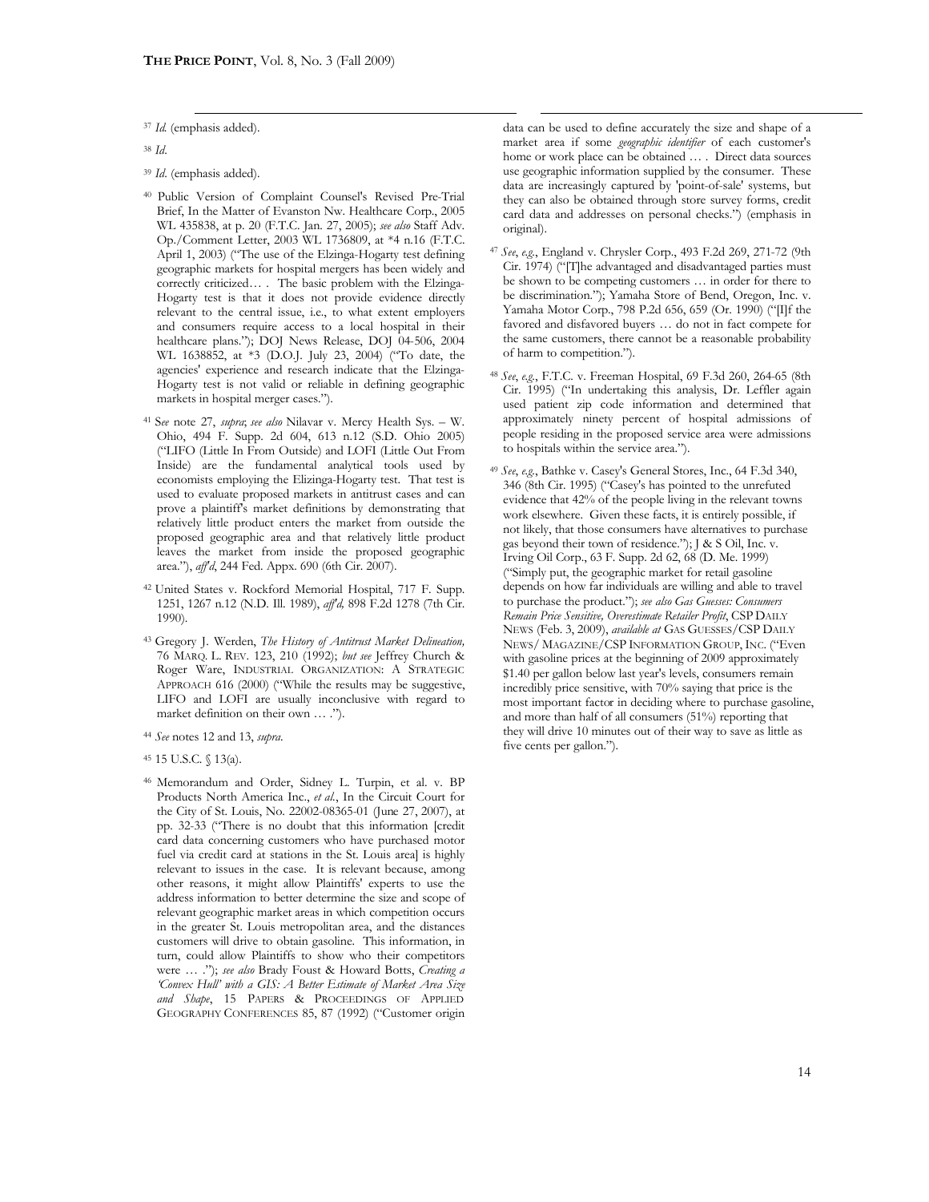[37] *Id.* (emphasis added).

[38] *Id.*

[39] *Id.* (emphasis added).

[40] Public Version of Complaint Counsel's Revised Pre-Trial Brief, In the Matter of Evanston Nw. Healthcare Corp., 2005 WL 435838, at p. 20 (F.T.C. Jan. 27, 2005); *see also* Staff Adv. Op./Comment Letter, 2003 WL 1736809, at *4 n.16 (F.T.C. April 1, 2003) ("The use of the Elzinga-Hogarty test defining geographic markets for hospital mergers has been widely and correctly criticized… . The basic problem with the Elzinga-Hogarty test is that it does not provide evidence directly relevant to the central issue, i.e., to what extent employers and consumers require access to a local hospital in their healthcare plans."); DOJ News Release, DOJ 04-506, 2004 WL 1638852, at *3 (D.O.J. July 23, 2004) ("To date, the agencies' experience and research indicate that the Elzinga-Hogarty test is not valid or reliable in defining geographic markets in hospital merger cases.").

[41] S*ee* note 27, *supra*; *see also* Nilavar v. Mercy Health Sys. – W. Ohio, 494 F. Supp. 2d 604, 613 n.12 (S.D. Ohio 2005) ("LIFO (Little In From Outside) and LOFI (Little Out From Inside) are the fundamental analytical tools used by economists employing the Elizinga-Hogarty test. That test is used to evaluate proposed markets in antitrust cases and can prove a plaintiff's market definitions by demonstrating that relatively little product enters the market from outside the proposed geographic area and that relatively little product leaves the market from inside the proposed geographic area."), *aff'd*, 244 Fed. Appx. 690 (6th Cir. 2007).

[42] United States v. Rockford Memorial Hospital, 717 F. Supp. 1251, 1267 n.12 (N.D. Ill. 1989), *aff'd,* 898 F.2d 1278 (7th Cir. 1990).

[43] Gregory J. Werden, *The History of Antitrust Market Delineation,* 76 MARQ. L. REV. 123, 210 (1992); *but see* Jeffrey Church & Roger Ware, INDUSTRIAL ORGANIZATION: A STRATEGIC APPROACH 616 (2000) ("While the results may be suggestive, LIFO and LOFI are usually inconclusive with regard to market definition on their own … .").

[44] *See* notes 12 and 13, *supra*.

[45] 15 U.S.C. § 13(a).

[46] Memorandum and Order, Sidney L. Turpin, et al. v. BP Products North America Inc., *et al.*, In the Circuit Court for the City of St. Louis, No. 22002-08365-01 (June 27, 2007), at pp. 32-33 ("There is no doubt that this information [credit card data concerning customers who have purchased motor fuel via credit card at stations in the St. Louis area] is highly relevant to issues in the case. It is relevant because, among other reasons, it might allow Plaintiffs' experts to use the address information to better determine the size and scope of relevant geographic market areas in which competition occurs in the greater St. Louis metropolitan area, and the distances customers will drive to obtain gasoline. This information, in turn, could allow Plaintiffs to show who their competitors were … ."); *see also* Brady Foust & Howard Botts, *Creating a 'Convex Hull' with a GIS: A Better Estimate of Market Area Size and Shape*, 15 PAPERS & PROCEEDINGS OF APPLIED GEOGRAPHY CONFERENCES 85, 87 (1992) ("Customer origin data can be used to define accurately the size and shape of a market area if some *geographic identifier* of each customer's home or work place can be obtained … . Direct data sources use geographic information supplied by the consumer. These data are increasingly captured by 'point-of-sale' systems, but they can also be obtained through store survey forms, credit card data and addresses on personal checks.") (emphasis in original).

[47] *See*, *e.g.*, England v. Chrysler Corp., 493 F.2d 269, 271-72 (9th Cir. 1974) ("[T]he advantaged and disadvantaged parties must be shown to be competing customers … in order for there to be discrimination."); Yamaha Store of Bend, Oregon, Inc. v. Yamaha Motor Corp., 798 P.2d 656, 659 (Or. 1990) ("[I]f the favored and disfavored buyers … do not in fact compete for the same customers, there cannot be a reasonable probability of harm to competition.").

[48] *See*, *e.g.*, F.T.C. v. Freeman Hospital, 69 F.3d 260, 264-65 (8th Cir. 1995) ("In undertaking this analysis, Dr. Leffler again used patient zip code information and determined that approximately ninety percent of hospital admissions of people residing in the proposed service area were admissions to hospitals within the service area.").

[49] *See*, *e.g.*, Bathke v. Casey's General Stores, Inc., 64 F.3d 340, 346 (8th Cir. 1995) ("Casey's has pointed to the unrefuted evidence that 42% of the people living in the relevant towns work elsewhere. Given these facts, it is entirely possible, if not likely, that those consumers have alternatives to purchase gas beyond their town of residence."); J & S Oil, Inc. v. Irving Oil Corp., 63 F. Supp. 2d 62, 68 (D. Me. 1999) ("Simply put, the geographic market for retail gasoline depends on how far individuals are willing and able to travel to purchase the product."); *see also Gas Guesses: Consumers Remain Price Sensitive, Overestimate Retailer Profit*, CSP DAILY NEWS (Feb. 3, 2009), *available at* GAS GUESSES/CSP DAILY NEWS/ MAGAZINE/CSP INFORMATION GROUP, INC. ("Even with gasoline prices at the beginning of 2009 approximately $1.40 per gallon below last year's levels, consumers remain incredibly price sensitive, with 70% saying that price is the most important factor in deciding where to purchase gasoline, and more than half of all consumers (51%) reporting that they will drive 10 minutes out of their way to save as little as five cents per gallon.").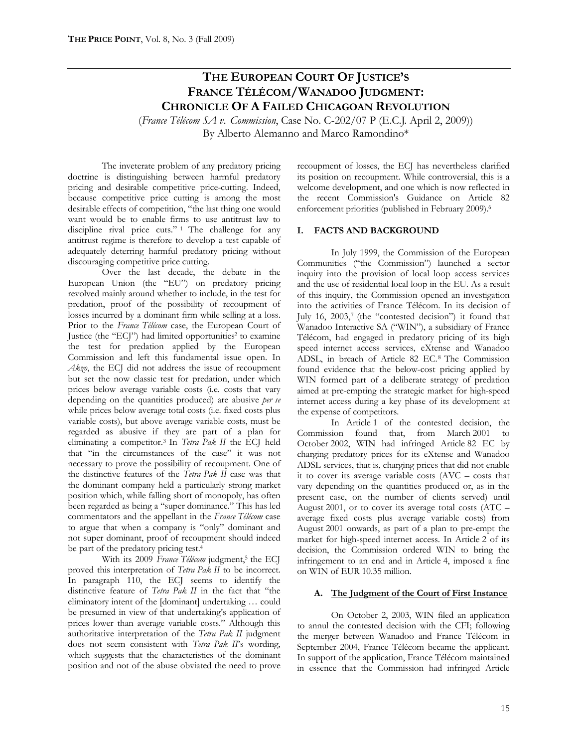# THE EUROPEAN COURT OF JUSTICE'S FRANCE TÉLÉCOM/WANADOO JUDGMENT: CHRONICLE OF A FAILED CHICAGOAN REVOLUTION

(*France Télécom SA v. Commission*, Case No. C-202/07 P (E.C.J. April 2, 2009))

By Alberto Alemanno and Marco Ramondino*

The inveterate problem of any predatory pricing doctrine is distinguishing between harmful predatory pricing and desirable competitive price-cutting. Indeed, because competitive price cutting is among the most desirable effects of competition, "the last thing one would want would be to enable firms to use antitrust law to discipline rival price cuts." [1] The challenge for any antitrust regime is therefore to develop a test capable of adequately deterring harmful predatory pricing without discouraging competitive price cutting.

Over the last decade, the debate in the European Union (the "EU") on predatory pricing revolved mainly around whether to include, in the test for predation, proof of the possibility of recoupment of losses incurred by a dominant firm while selling at a loss. Prior to the *France Télécom* case, the European Court of Justice (the "ECJ") had limited opportunities[2] to examine the test for predation applied by the European Commission and left this fundamental issue open. In *Akzo*, the ECJ did not address the issue of recoupment but set the now classic test for predation, under which prices below average variable costs (i.e. costs that vary depending on the quantities produced) are abusive *per se* while prices below average total costs (i.e. fixed costs plus variable costs), but above average variable costs, must be regarded as abusive if they are part of a plan for eliminating a competitor.[3] In *Tetra Pak II* the ECJ held that "in the circumstances of the case" it was not necessary to prove the possibility of recoupment. One of the distinctive features of the *Tetra Pak II* case was that the dominant company held a particularly strong market position which, while falling short of monopoly, has often been regarded as being a "super dominance." This has led commentators and the appellant in the *France Télécom* case to argue that when a company is "only" dominant and not super dominant, proof of recoupment should indeed be part of the predatory pricing test.[4]

With its 2009 *France Télécom* judgment,[5] the ECJ proved this interpretation of *Tetra Pak II* to be incorrect. In paragraph 110, the ECJ seems to identify the distinctive feature of *Tetra Pak II* in the fact that "the eliminatory intent of the [dominant] undertaking … could be presumed in view of that undertaking's application of prices lower than average variable costs." Although this authoritative interpretation of the *Tetra Pak II* judgment does not seem consistent with *Tetra Pak II*'s wording, which suggests that the characteristics of the dominant position and not of the abuse obviated the need to prove recoupment of losses, the ECJ has nevertheless clarified its position on recoupment. While controversial, this is a welcome development, and one which is now reflected in the recent Commission's Guidance on Article 82 enforcement priorities (published in February 2009).[6]

## I. FACTS AND BACKGROUND

In July 1999, the Commission of the European Communities ("the Commission") launched a sector inquiry into the provision of local loop access services and the use of residential local loop in the EU. As a result of this inquiry, the Commission opened an investigation into the activities of France Télécom. In its decision of July 16, 2003,[7] (the "contested decision") it found that Wanadoo Interactive SA ("WIN"), a subsidiary of France Télécom, had engaged in predatory pricing of its high speed internet access services, eXtense and Wanadoo ADSL, in breach of Article 82 EC.[8] The Commission found evidence that the below-cost pricing applied by WIN formed part of a deliberate strategy of predation aimed at pre-empting the strategic market for high-speed internet access during a key phase of its development at the expense of competitors.

In Article 1 of the contested decision, the Commission found that, from March 2001 to October 2002, WIN had infringed Article 82 EC by charging predatory prices for its eXtense and Wanadoo ADSL services, that is, charging prices that did not enable it to cover its average variable costs (AVC – costs that vary depending on the quantities produced or, as in the present case, on the number of clients served) until August 2001, or to cover its average total costs (ATC – average fixed costs plus average variable costs) from August 2001 onwards, as part of a plan to pre-empt the market for high-speed internet access. In Article 2 of its decision, the Commission ordered WIN to bring the infringement to an end and in Article 4, imposed a fine on WIN of EUR 10.35 million.

### A. The Judgment of the Court of First Instance

On October 2, 2003, WIN filed an application to annul the contested decision with the CFI; following the merger between Wanadoo and France Télécom in September 2004, France Télécom became the applicant. In support of the application, France Télécom maintained in essence that the Commission had infringed Article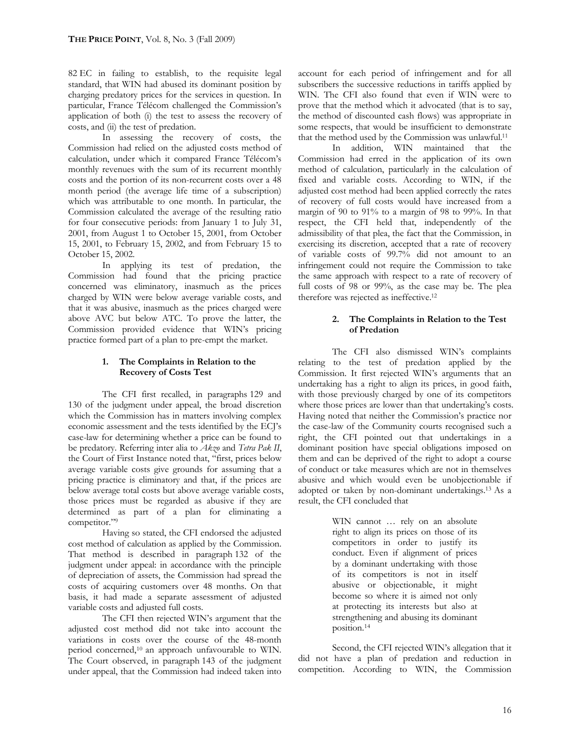82 EC in failing to establish, to the requisite legal standard, that WIN had abused its dominant position by charging predatory prices for the services in question. In particular, France Télécom challenged the Commission's application of both (i) the test to assess the recovery of costs, and (ii) the test of predation.

In assessing the recovery of costs, the Commission had relied on the adjusted costs method of calculation, under which it compared France Télécom's monthly revenues with the sum of its recurrent monthly costs and the portion of its non-recurrent costs over a 48 month period (the average life time of a subscription) which was attributable to one month. In particular, the Commission calculated the average of the resulting ratio for four consecutive periods: from January 1 to July 31, 2001, from August 1 to October 15, 2001, from October 15, 2001, to February 15, 2002, and from February 15 to October 15, 2002.

In applying its test of predation, the Commission had found that the pricing practice concerned was eliminatory, inasmuch as the prices charged by WIN were below average variable costs, and that it was abusive, inasmuch as the prices charged were above AVC but below ATC. To prove the latter, the Commission provided evidence that WIN's pricing practice formed part of a plan to pre-empt the market.

#### 1. The Complaints in Relation to the Recovery of Costs Test

The CFI first recalled, in paragraphs 129 and 130 of the judgment under appeal, the broad discretion which the Commission has in matters involving complex economic assessment and the tests identified by the ECJ's case-law for determining whether a price can be found to be predatory. Referring inter alia to *Akzo* and *Tetra Pak II*, the Court of First Instance noted that, "first, prices below average variable costs give grounds for assuming that a pricing practice is eliminatory and that, if the prices are below average total costs but above average variable costs, those prices must be regarded as abusive if they are determined as part of a plan for eliminating a competitor."[9]

Having so stated, the CFI endorsed the adjusted cost method of calculation as applied by the Commission. That method is described in paragraph 132 of the judgment under appeal: in accordance with the principle of depreciation of assets, the Commission had spread the costs of acquiring customers over 48 months. On that basis, it had made a separate assessment of adjusted variable costs and adjusted full costs.

The CFI then rejected WIN's argument that the adjusted cost method did not take into account the variations in costs over the course of the 48-month period concerned,[10] an approach unfavourable to WIN. The Court observed, in paragraph 143 of the judgment under appeal, that the Commission had indeed taken into account for each period of infringement and for all subscribers the successive reductions in tariffs applied by WIN. The CFI also found that even if WIN were to prove that the method which it advocated (that is to say, the method of discounted cash flows) was appropriate in some respects, that would be insufficient to demonstrate that the method used by the Commission was unlawful.[11]

In addition, WIN maintained that the Commission had erred in the application of its own method of calculation, particularly in the calculation of fixed and variable costs. According to WIN, if the adjusted cost method had been applied correctly the rates of recovery of full costs would have increased from a margin of 90 to 91% to a margin of 98 to 99%. In that respect, the CFI held that, independently of the admissibility of that plea, the fact that the Commission, in exercising its discretion, accepted that a rate of recovery of variable costs of 99.7% did not amount to an infringement could not require the Commission to take the same approach with respect to a rate of recovery of full costs of 98 or 99%, as the case may be. The plea therefore was rejected as ineffective.[12]

#### 2. The Complaints in Relation to the Test of Predation

The CFI also dismissed WIN's complaints relating to the test of predation applied by the Commission. It first rejected WIN's arguments that an undertaking has a right to align its prices, in good faith, with those previously charged by one of its competitors where those prices are lower than that undertaking's costs. Having noted that neither the Commission's practice nor the case-law of the Community courts recognised such a right, the CFI pointed out that undertakings in a dominant position have special obligations imposed on them and can be deprived of the right to adopt a course of conduct or take measures which are not in themselves abusive and which would even be unobjectionable if adopted or taken by non-dominant undertakings.[13] As a result, the CFI concluded that

> WIN cannot … rely on an absolute right to align its prices on those of its competitors in order to justify its conduct. Even if alignment of prices by a dominant undertaking with those of its competitors is not in itself abusive or objectionable, it might become so where it is aimed not only at protecting its interests but also at strengthening and abusing its dominant position.[14]

Second, the CFI rejected WIN's allegation that it did not have a plan of predation and reduction in competition. According to WIN, the Commission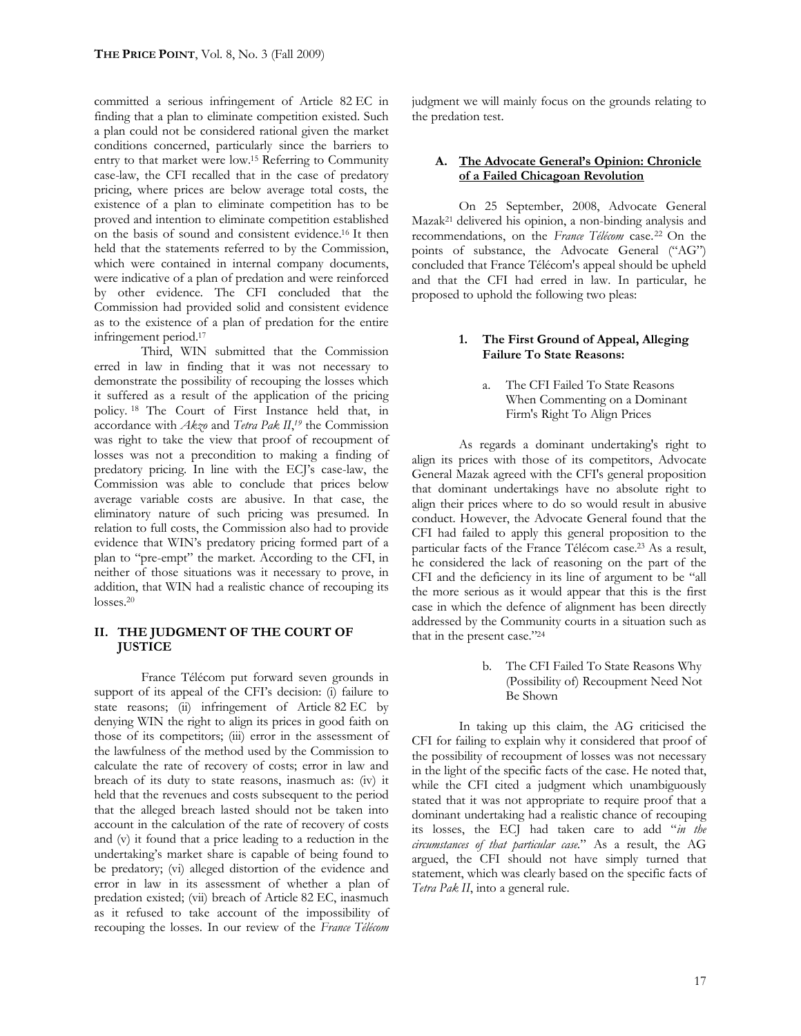committed a serious infringement of Article 82 EC in finding that a plan to eliminate competition existed. Such a plan could not be considered rational given the market conditions concerned, particularly since the barriers to entry to that market were low.[15] Referring to Community case-law, the CFI recalled that in the case of predatory pricing, where prices are below average total costs, the existence of a plan to eliminate competition has to be proved and intention to eliminate competition established on the basis of sound and consistent evidence.[16] It then held that the statements referred to by the Commission, which were contained in internal company documents, were indicative of a plan of predation and were reinforced by other evidence. The CFI concluded that the Commission had provided solid and consistent evidence as to the existence of a plan of predation for the entire infringement period.[17]

Third, WIN submitted that the Commission erred in law in finding that it was not necessary to demonstrate the possibility of recouping the losses which it suffered as a result of the application of the pricing policy.[18] The Court of First Instance held that, in accordance with *Akzo* and *Tetra Pak II*,[19] the Commission was right to take the view that proof of recoupment of losses was not a precondition to making a finding of predatory pricing. In line with the ECJ's case-law, the Commission was able to conclude that prices below average variable costs are abusive. In that case, the eliminatory nature of such pricing was presumed. In relation to full costs, the Commission also had to provide evidence that WIN's predatory pricing formed part of a plan to "pre-empt" the market. According to the CFI, in neither of those situations was it necessary to prove, in addition, that WIN had a realistic chance of recouping its losses.[20]

## II. THE JUDGMENT OF THE COURT OF JUSTICE

France Télécom put forward seven grounds in support of its appeal of the CFI's decision: (i) failure to state reasons; (ii) infringement of Article 82 EC by denying WIN the right to align its prices in good faith on those of its competitors; (iii) error in the assessment of the lawfulness of the method used by the Commission to calculate the rate of recovery of costs; error in law and breach of its duty to state reasons, inasmuch as: (iv) it held that the revenues and costs subsequent to the period that the alleged breach lasted should not be taken into account in the calculation of the rate of recovery of costs and (v) it found that a price leading to a reduction in the undertaking's market share is capable of being found to be predatory; (vi) alleged distortion of the evidence and error in law in its assessment of whether a plan of predation existed; (vii) breach of Article 82 EC, inasmuch as it refused to take account of the impossibility of recouping the losses. In our review of the *France Télécom* judgment we will mainly focus on the grounds relating to the predation test.

### A. The Advocate General's Opinion: Chronicle of a Failed Chicagoan Revolution

On 25 September, 2008, Advocate General Mazak[21] delivered his opinion, a non-binding analysis and recommendations, on the *France Télécom* case.[22] On the points of substance, the Advocate General ("AG") concluded that France Télécom's appeal should be upheld and that the CFI had erred in law. In particular, he proposed to uphold the following two pleas:

#### 1. The First Ground of Appeal, Alleging Failure To State Reasons:

##### a. The CFI Failed To State Reasons When Commenting on a Dominant Firm's Right To Align Prices

As regards a dominant undertaking's right to align its prices with those of its competitors, Advocate General Mazak agreed with the CFI's general proposition that dominant undertakings have no absolute right to align their prices where to do so would result in abusive conduct. However, the Advocate General found that the CFI had failed to apply this general proposition to the particular facts of the France Télécom case.[23] As a result, he considered the lack of reasoning on the part of the CFI and the deficiency in its line of argument to be "all the more serious as it would appear that this is the first case in which the defence of alignment has been directly addressed by the Community courts in a situation such as that in the present case."[24]

##### b. The CFI Failed To State Reasons Why (Possibility of) Recoupment Need Not Be Shown

In taking up this claim, the AG criticised the CFI for failing to explain why it considered that proof of the possibility of recoupment of losses was not necessary in the light of the specific facts of the case. He noted that, while the CFI cited a judgment which unambiguously stated that it was not appropriate to require proof that a dominant undertaking had a realistic chance of recouping its losses, the ECJ had taken care to add "*in the circumstances of that particular case*." As a result, the AG argued, the CFI should not have simply turned that statement, which was clearly based on the specific facts of *Tetra Pak II*, into a general rule.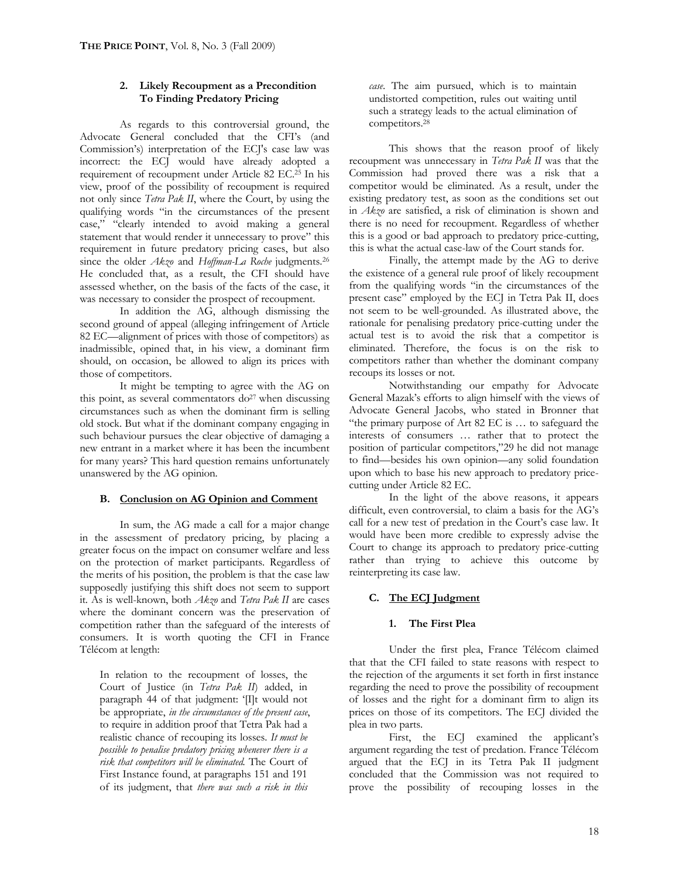#### 2. Likely Recoupment as a Precondition To Finding Predatory Pricing

As regards to this controversial ground, the Advocate General concluded that the CFI's (and Commission's) interpretation of the ECJ's case law was incorrect: the ECJ would have already adopted a requirement of recoupment under Article 82 EC.[25] In his view, proof of the possibility of recoupment is required not only since *Tetra Pak II*, where the Court, by using the qualifying words "in the circumstances of the present case," "clearly intended to avoid making a general statement that would render it unnecessary to prove" this requirement in future predatory pricing cases, but also since the older *Akzo* and *Hoffman-La Roche* judgments.[26] He concluded that, as a result, the CFI should have assessed whether, on the basis of the facts of the case, it was necessary to consider the prospect of recoupment.

In addition the AG, although dismissing the second ground of appeal (alleging infringement of Article 82 EC—alignment of prices with those of competitors) as inadmissible, opined that, in his view, a dominant firm should, on occasion, be allowed to align its prices with those of competitors.

It might be tempting to agree with the AG on this point, as several commentators do[27] when discussing circumstances such as when the dominant firm is selling old stock. But what if the dominant company engaging in such behaviour pursues the clear objective of damaging a new entrant in a market where it has been the incumbent for many years? This hard question remains unfortunately unanswered by the AG opinion.

### B. Conclusion on AG Opinion and Comment

In sum, the AG made a call for a major change in the assessment of predatory pricing, by placing a greater focus on the impact on consumer welfare and less on the protection of market participants. Regardless of the merits of his position, the problem is that the case law supposedly justifying this shift does not seem to support it. As is well-known, both *Akzo* and *Tetra Pak II* are cases where the dominant concern was the preservation of competition rather than the safeguard of the interests of consumers. It is worth quoting the CFI in France Télécom at length:

> In relation to the recoupment of losses, the Court of Justice (in *Tetra Pak II*) added, in paragraph 44 of that judgment: '[I]t would not be appropriate, *in the circumstances of the present case*, to require in addition proof that Tetra Pak had a realistic chance of recouping its losses. *It must be possible to penalise predatory pricing whenever there is a risk that competitors will be eliminated.* The Court of First Instance found, at paragraphs 151 and 191 of its judgment, that *there was such a risk in this case*. The aim pursued, which is to maintain undistorted competition, rules out waiting until such a strategy leads to the actual elimination of competitors.[28]

This shows that the reason proof of likely recoupment was unnecessary in *Tetra Pak II* was that the Commission had proved there was a risk that a competitor would be eliminated. As a result, under the existing predatory test, as soon as the conditions set out in *Akzo* are satisfied, a risk of elimination is shown and there is no need for recoupment. Regardless of whether this is a good or bad approach to predatory price-cutting, this is what the actual case-law of the Court stands for.

Finally, the attempt made by the AG to derive the existence of a general rule proof of likely recoupment from the qualifying words "in the circumstances of the present case" employed by the ECJ in Tetra Pak II, does not seem to be well-grounded. As illustrated above, the rationale for penalising predatory price-cutting under the actual test is to avoid the risk that a competitor is eliminated. Therefore, the focus is on the risk to competitors rather than whether the dominant company recoups its losses or not.

Notwithstanding our empathy for Advocate General Mazak's efforts to align himself with the views of Advocate General Jacobs, who stated in Bronner that "the primary purpose of Art 82 EC is … to safeguard the interests of consumers … rather that to protect the position of particular competitors,"29 he did not manage to find—besides his own opinion—any solid foundation upon which to base his new approach to predatory price-cutting under Article 82 EC.

In the light of the above reasons, it appears difficult, even controversial, to claim a basis for the AG's call for a new test of predation in the Court's case law. It would have been more credible to expressly advise the Court to change its approach to predatory price-cutting rather than trying to achieve this outcome by reinterpreting its case law.

### C. The ECJ Judgment

#### 1. The First Plea

Under the first plea, France Télécom claimed that that the CFI failed to state reasons with respect to the rejection of the arguments it set forth in first instance regarding the need to prove the possibility of recoupment of losses and the right for a dominant firm to align its prices on those of its competitors. The ECJ divided the plea in two parts.

First, the ECJ examined the applicant's argument regarding the test of predation. France Télécom argued that the ECJ in its Tetra Pak II judgment concluded that the Commission was not required to prove the possibility of recouping losses in the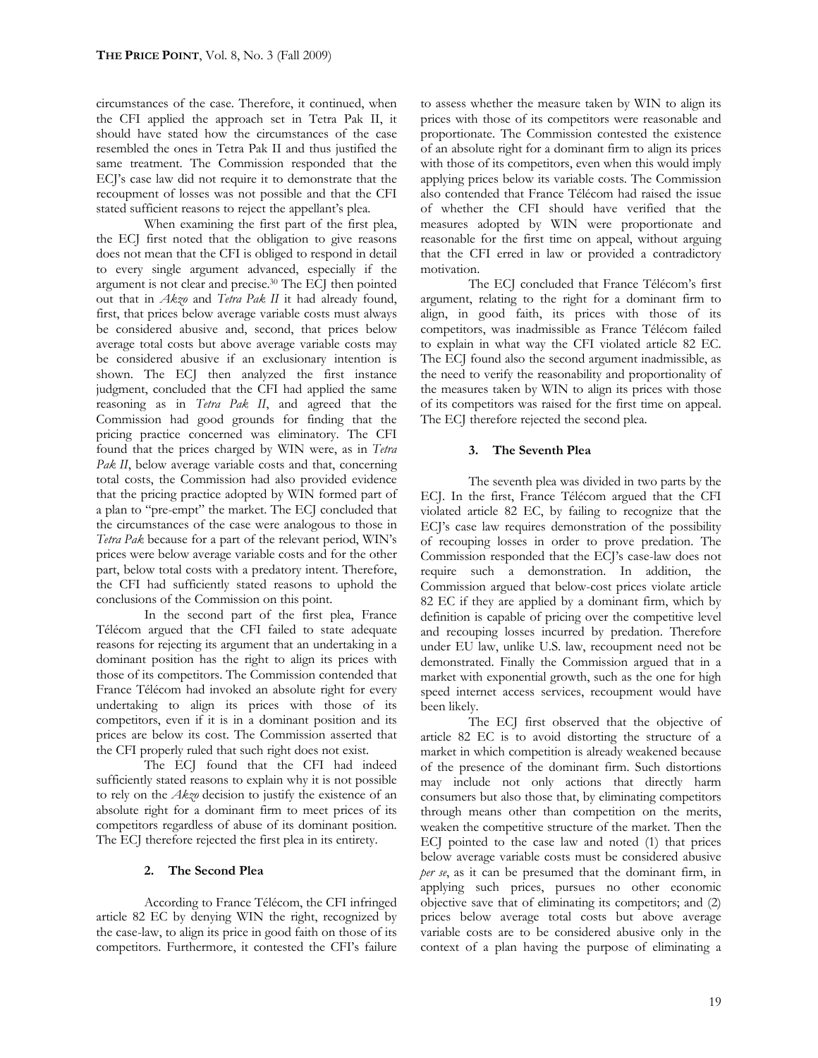circumstances of the case. Therefore, it continued, when the CFI applied the approach set in Tetra Pak II, it should have stated how the circumstances of the case resembled the ones in Tetra Pak II and thus justified the same treatment. The Commission responded that the ECJ's case law did not require it to demonstrate that the recoupment of losses was not possible and that the CFI stated sufficient reasons to reject the appellant's plea.

When examining the first part of the first plea, the ECJ first noted that the obligation to give reasons does not mean that the CFI is obliged to respond in detail to every single argument advanced, especially if the argument is not clear and precise.[30] The ECJ then pointed out that in *Akzo* and *Tetra Pak II* it had already found, first, that prices below average variable costs must always be considered abusive and, second, that prices below average total costs but above average variable costs may be considered abusive if an exclusionary intention is shown. The ECJ then analyzed the first instance judgment, concluded that the CFI had applied the same reasoning as in *Tetra Pak II*, and agreed that the Commission had good grounds for finding that the pricing practice concerned was eliminatory. The CFI found that the prices charged by WIN were, as in *Tetra Pak II*, below average variable costs and that, concerning total costs, the Commission had also provided evidence that the pricing practice adopted by WIN formed part of a plan to "pre-empt" the market. The ECJ concluded that the circumstances of the case were analogous to those in *Tetra Pak* because for a part of the relevant period, WIN's prices were below average variable costs and for the other part, below total costs with a predatory intent. Therefore, the CFI had sufficiently stated reasons to uphold the conclusions of the Commission on this point.

In the second part of the first plea, France Télécom argued that the CFI failed to state adequate reasons for rejecting its argument that an undertaking in a dominant position has the right to align its prices with those of its competitors. The Commission contended that France Télécom had invoked an absolute right for every undertaking to align its prices with those of its competitors, even if it is in a dominant position and its prices are below its cost. The Commission asserted that the CFI properly ruled that such right does not exist.

The ECJ found that the CFI had indeed sufficiently stated reasons to explain why it is not possible to rely on the *Akzo* decision to justify the existence of an absolute right for a dominant firm to meet prices of its competitors regardless of abuse of its dominant position. The ECJ therefore rejected the first plea in its entirety.

### 2. The Second Plea

According to France Télécom, the CFI infringed article 82 EC by denying WIN the right, recognized by the case-law, to align its price in good faith on those of its competitors. Furthermore, it contested the CFI's failure to assess whether the measure taken by WIN to align its prices with those of its competitors were reasonable and proportionate. The Commission contested the existence of an absolute right for a dominant firm to align its prices with those of its competitors, even when this would imply applying prices below its variable costs. The Commission also contended that France Télécom had raised the issue of whether the CFI should have verified that the measures adopted by WIN were proportionate and reasonable for the first time on appeal, without arguing that the CFI erred in law or provided a contradictory motivation.

The ECJ concluded that France Télécom's first argument, relating to the right for a dominant firm to align, in good faith, its prices with those of its competitors, was inadmissible as France Télécom failed to explain in what way the CFI violated article 82 EC. The ECJ found also the second argument inadmissible, as the need to verify the reasonability and proportionality of the measures taken by WIN to align its prices with those of its competitors was raised for the first time on appeal. The ECJ therefore rejected the second plea.

### 3. The Seventh Plea

The seventh plea was divided in two parts by the ECJ. In the first, France Télécom argued that the CFI violated article 82 EC, by failing to recognize that the ECJ's case law requires demonstration of the possibility of recouping losses in order to prove predation. The Commission responded that the ECJ's case-law does not require such a demonstration. In addition, the Commission argued that below-cost prices violate article 82 EC if they are applied by a dominant firm, which by definition is capable of pricing over the competitive level and recouping losses incurred by predation. Therefore under EU law, unlike U.S. law, recoupment need not be demonstrated. Finally the Commission argued that in a market with exponential growth, such as the one for high speed internet access services, recoupment would have been likely.

The ECJ first observed that the objective of article 82 EC is to avoid distorting the structure of a market in which competition is already weakened because of the presence of the dominant firm. Such distortions may include not only actions that directly harm consumers but also those that, by eliminating competitors through means other than competition on the merits, weaken the competitive structure of the market. Then the ECJ pointed to the case law and noted (1) that prices below average variable costs must be considered abusive *per se*, as it can be presumed that the dominant firm, in applying such prices, pursues no other economic objective save that of eliminating its competitors; and (2) prices below average total costs but above average variable costs are to be considered abusive only in the context of a plan having the purpose of eliminating a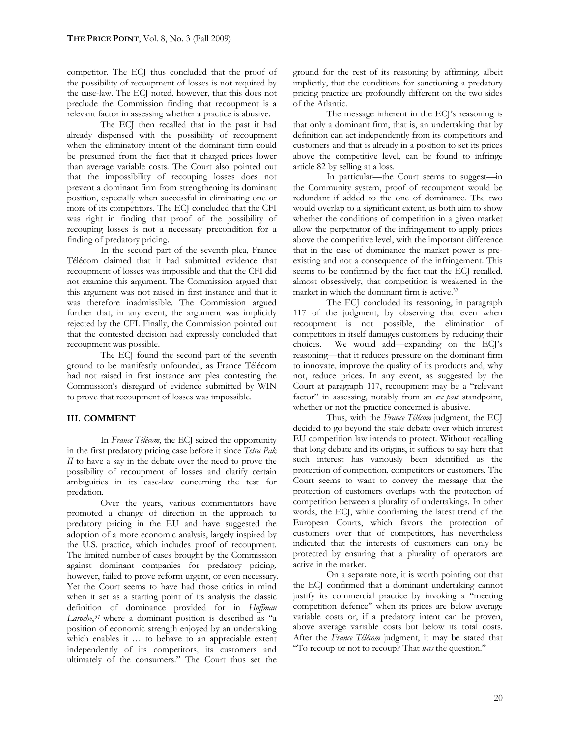competitor. The ECJ thus concluded that the proof of the possibility of recoupment of losses is not required by the case-law. The ECJ noted, however, that this does not preclude the Commission finding that recoupment is a relevant factor in assessing whether a practice is abusive.

The ECJ then recalled that in the past it had already dispensed with the possibility of recoupment when the eliminatory intent of the dominant firm could be presumed from the fact that it charged prices lower than average variable costs. The Court also pointed out that the impossibility of recouping losses does not prevent a dominant firm from strengthening its dominant position, especially when successful in eliminating one or more of its competitors. The ECJ concluded that the CFI was right in finding that proof of the possibility of recouping losses is not a necessary precondition for a finding of predatory pricing.

In the second part of the seventh plea, France Télécom claimed that it had submitted evidence that recoupment of losses was impossible and that the CFI did not examine this argument. The Commission argued that this argument was not raised in first instance and that it was therefore inadmissible. The Commission argued further that, in any event, the argument was implicitly rejected by the CFI. Finally, the Commission pointed out that the contested decision had expressly concluded that recoupment was possible.

The ECJ found the second part of the seventh ground to be manifestly unfounded, as France Télécom had not raised in first instance any plea contesting the Commission's disregard of evidence submitted by WIN to prove that recoupment of losses was impossible.

## III. COMMENT

In *France Télécom*, the ECJ seized the opportunity in the first predatory pricing case before it since *Tetra Pak II* to have a say in the debate over the need to prove the possibility of recoupment of losses and clarify certain ambiguities in its case-law concerning the test for predation.

Over the years, various commentators have promoted a change of direction in the approach to predatory pricing in the EU and have suggested the adoption of a more economic analysis, largely inspired by the U.S. practice, which includes proof of recoupment. The limited number of cases brought by the Commission against dominant companies for predatory pricing, however, failed to prove reform urgent, or even necessary. Yet the Court seems to have had those critics in mind when it set as a starting point of its analysis the classic definition of dominance provided for in *Hoffman Laroche*,[31] where a dominant position is described as "a position of economic strength enjoyed by an undertaking which enables it … to behave to an appreciable extent independently of its competitors, its customers and ultimately of the consumers." The Court thus set the ground for the rest of its reasoning by affirming, albeit implicitly, that the conditions for sanctioning a predatory pricing practice are profoundly different on the two sides of the Atlantic.

The message inherent in the ECJ's reasoning is that only a dominant firm, that is, an undertaking that by definition can act independently from its competitors and customers and that is already in a position to set its prices above the competitive level, can be found to infringe article 82 by selling at a loss.

In particular—the Court seems to suggest—in the Community system, proof of recoupment would be redundant if added to the one of dominance. The two would overlap to a significant extent, as both aim to show whether the conditions of competition in a given market allow the perpetrator of the infringement to apply prices above the competitive level, with the important difference that in the case of dominance the market power is pre-existing and not a consequence of the infringement. This seems to be confirmed by the fact that the ECJ recalled, almost obsessively, that competition is weakened in the market in which the dominant firm is active.[32]

The ECJ concluded its reasoning, in paragraph 117 of the judgment, by observing that even when recoupment is not possible, the elimination of competitors in itself damages customers by reducing their choices. We would add—expanding on the ECJ's reasoning—that it reduces pressure on the dominant firm to innovate, improve the quality of its products and, why not, reduce prices. In any event, as suggested by the Court at paragraph 117, recoupment may be a "relevant factor" in assessing, notably from an *ex post* standpoint, whether or not the practice concerned is abusive.

Thus, with the *France Télécom* judgment, the ECJ decided to go beyond the stale debate over which interest EU competition law intends to protect. Without recalling that long debate and its origins, it suffices to say here that such interest has variously been identified as the protection of competition, competitors or customers. The Court seems to want to convey the message that the protection of customers overlaps with the protection of competition between a plurality of undertakings. In other words, the ECJ, while confirming the latest trend of the European Courts, which favors the protection of customers over that of competitors, has nevertheless indicated that the interests of customers can only be protected by ensuring that a plurality of operators are active in the market.

On a separate note, it is worth pointing out that the ECJ confirmed that a dominant undertaking cannot justify its commercial practice by invoking a "meeting competition defence" when its prices are below average variable costs or, if a predatory intent can be proven, above average variable costs but below its total costs. After the *France Télécom* judgment, it may be stated that "To recoup or not to recoup? That *was* the question."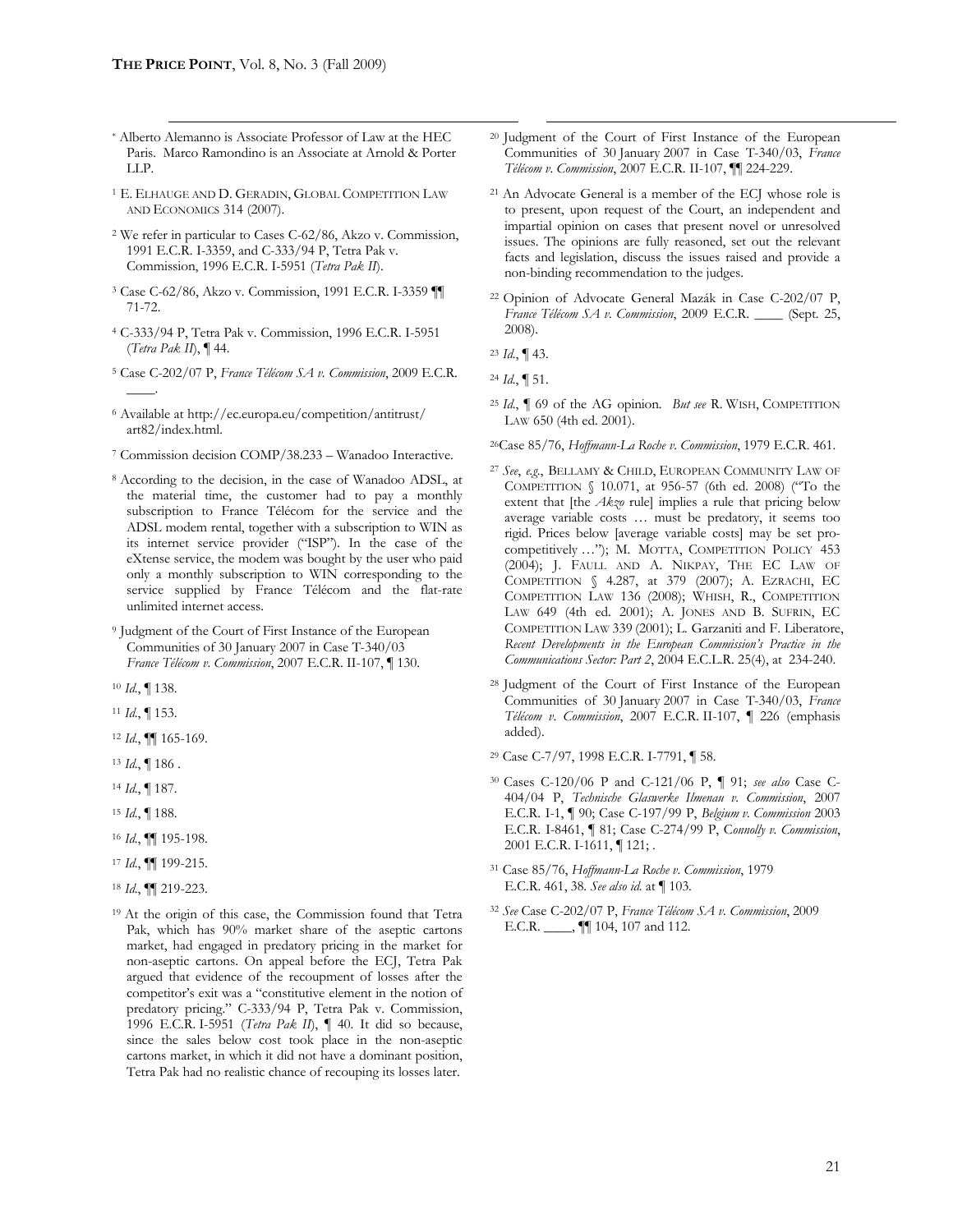[*] Alberto Alemanno is Associate Professor of Law at the HEC Paris. Marco Ramondino is an Associate at Arnold & Porter LLP.

[1] E. ELHAUGE AND D. GERADIN, GLOBAL COMPETITION LAW AND ECONOMICS 314 (2007).

[2] We refer in particular to Cases C-62/86, Akzo v. Commission, 1991 E.C.R. I-3359, and C-333/94 P, Tetra Pak v. Commission, 1996 E.C.R. I-5951 (*Tetra Pak II*).

[3] Case C-62/86, Akzo v. Commission, 1991 E.C.R. I-3359 ¶¶ 71-72.

[4] C-333/94 P, Tetra Pak v. Commission, 1996 E.C.R. I-5951 (*Tetra Pak II*), ¶ 44.

[5] Case C-202/07 P, *France Télécom SA v. Commission*, 2009 E.C.R. ____.

[6] Available at http://ec.europa.eu/competition/antitrust/art82/index.html.

[7] Commission decision COMP/38.233 – Wanadoo Interactive.

[8] According to the decision, in the case of Wanadoo ADSL, at the material time, the customer had to pay a monthly subscription to France Télécom for the service and the ADSL modem rental, together with a subscription to WIN as its internet service provider ("ISP"). In the case of the eXtense service, the modem was bought by the user who paid only a monthly subscription to WIN corresponding to the service supplied by France Télécom and the flat-rate unlimited internet access.

[9] Judgment of the Court of First Instance of the European Communities of 30 January 2007 in Case T-340/03 *France Télécom v. Commission*, 2007 E.C.R. II-107, ¶ 130.

[10] *Id.*, ¶ 138.

[11] *Id.*, ¶ 153.

[12] *Id.*, ¶¶ 165-169.

[13] *Id.*, ¶ 186 .

[14] *Id.*, ¶ 187.

[15] *Id.*, ¶ 188.

[16] *Id.*, ¶¶ 195-198.

[17] *Id.*, ¶¶ 199-215.

[18] *Id.*, ¶¶ 219-223.

[19] At the origin of this case, the Commission found that Tetra Pak, which has 90% market share of the aseptic cartons market, had engaged in predatory pricing in the market for non-aseptic cartons. On appeal before the ECJ, Tetra Pak argued that evidence of the recoupment of losses after the competitor's exit was a "constitutive element in the notion of predatory pricing." C-333/94 P, Tetra Pak v. Commission, 1996 E.C.R. I-5951 (*Tetra Pak II*), ¶ 40. It did so because, since the sales below cost took place in the non-aseptic cartons market, in which it did not have a dominant position, Tetra Pak had no realistic chance of recouping its losses later.

[20] Judgment of the Court of First Instance of the European Communities of 30 January 2007 in Case T-340/03, *France Télécom v. Commission*, 2007 E.C.R. II-107, ¶¶ 224-229.

[21] An Advocate General is a member of the ECJ whose role is to present, upon request of the Court, an independent and impartial opinion on cases that present novel or unresolved issues. The opinions are fully reasoned, set out the relevant facts and legislation, discuss the issues raised and provide a non-binding recommendation to the judges.

[22] Opinion of Advocate General Mazák in Case C-202/07 P, *France Télécom SA v. Commission*, 2009 E.C.R. ____ (Sept. 25, 2008).

[23] *Id.*, ¶ 43.

[24] *Id.*, ¶ 51.

[25] *Id.*, ¶ 69 of the AG opinion. *But see* R. WISH, COMPETITION LAW 650 (4th ed. 2001).

[26] Case 85/76, *Hoffmann-La Roche v. Commission*, 1979 E.C.R. 461.

[27] *See*, *e.g.*, BELLAMY & CHILD, EUROPEAN COMMUNITY LAW OF COMPETITION § 10.071, at 956-57 (6th ed. 2008) ("To the extent that [the *Akzo* rule] implies a rule that pricing below average variable costs … must be predatory, it seems too rigid. Prices below [average variable costs] may be set pro-competitively …"); M. MOTTA, COMPETITION POLICY 453 (2004); J. FAULL AND A. NIKPAY, THE EC LAW OF COMPETITION § 4.287, at 379 (2007); A. EZRACHI, EC COMPETITION LAW 136 (2008); WHISH, R., COMPETITION LAW 649 (4th ed. 2001); A. JONES AND B. SUFRIN, EC COMPETITION LAW 339 (2001); L. Garzaniti and F. Liberatore, *Recent Developments in the European Commission's Practice in the Communications Sector: Part 2*, 2004 E.C.L.R. 25(4), at 234-240.

[28] Judgment of the Court of First Instance of the European Communities of 30 January 2007 in Case T-340/03, *France Télécom v. Commission*, 2007 E.C.R. II-107, ¶ 226 (emphasis added).

[29] Case C-7/97, 1998 E.C.R. I-7791, ¶ 58.

[30] Cases C-120/06 P and C-121/06 P, ¶ 91; *see also* Case C-404/04 P, *Technische Glaswerke Ilmenau v. Commission*, 2007 E.C.R. I-1, ¶ 90; Case C-197/99 P, *Belgium v. Commission* 2003 E.C.R. I-8461, ¶ 81; Case C-274/99 P, C*onnolly v. Commission*, 2001 E.C.R. I-1611, ¶ 121; .

[31] Case 85/76, *Hoffmann-La Roche v. Commission*, 1979 E.C.R. 461, 38. *See also id.* at ¶ 103.

[32] *See* Case C-202/07 P, *France Télécom SA v. Commission*, 2009 E.C.R. ____, ¶¶ 104, 107 and 112.